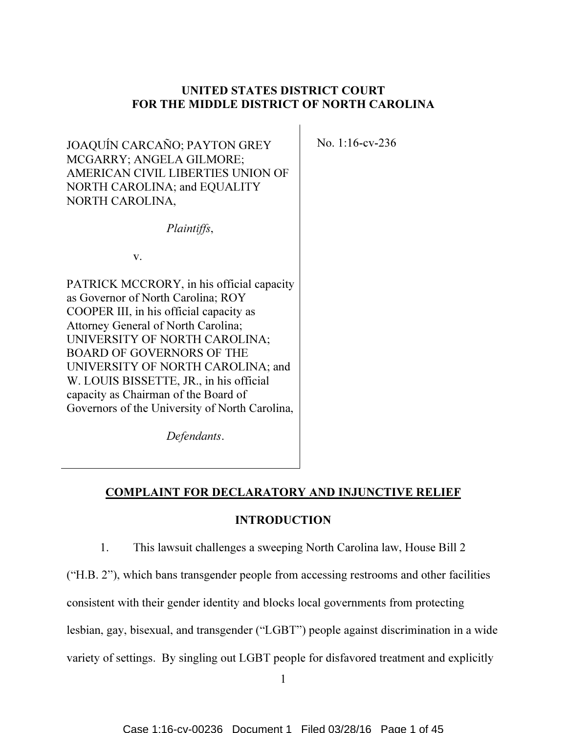**UNITED STATES DISTRICT COURT**
**FOR THE MIDDLE DISTRICT OF NORTH CAROLINA**

JOAQUÍN CARCAÑO; PAYTON GREY MCGARRY; ANGELA GILMORE; AMERICAN CIVIL LIBERTIES UNION OF NORTH CAROLINA; and EQUALITY NORTH CAROLINA,

*Plaintiffs*,

v.

PATRICK MCCRORY, in his official capacity as Governor of North Carolina; ROY COOPER III, in his official capacity as Attorney General of North Carolina; UNIVERSITY OF NORTH CAROLINA; BOARD OF GOVERNORS OF THE UNIVERSITY OF NORTH CAROLINA; and W. LOUIS BISSETTE, JR., in his official capacity as Chairman of the Board of Governors of the University of North Carolina,

*Defendants*.

No. 1:16-cv-236

## COMPLAINT FOR DECLARATORY AND INJUNCTIVE RELIEF

### INTRODUCTION

1. This lawsuit challenges a sweeping North Carolina law, House Bill 2 ("H.B. 2"), which bans transgender people from accessing restrooms and other facilities consistent with their gender identity and blocks local governments from protecting lesbian, gay, bisexual, and transgender ("LGBT") people against discrimination in a wide variety of settings. By singling out LGBT people for disfavored treatment and explicitly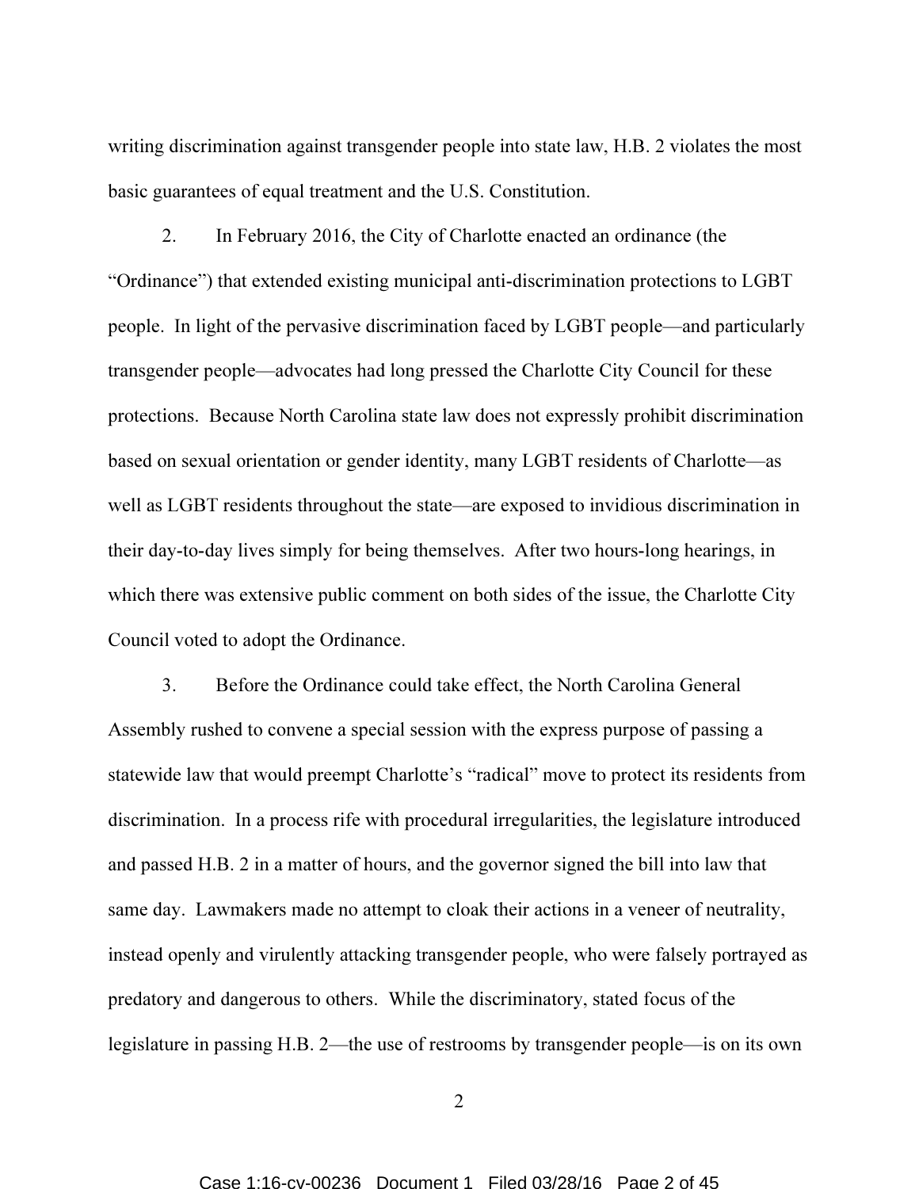writing discrimination against transgender people into state law, H.B. 2 violates the most basic guarantees of equal treatment and the U.S. Constitution.

2. In February 2016, the City of Charlotte enacted an ordinance (the "Ordinance") that extended existing municipal anti-discrimination protections to LGBT people. In light of the pervasive discrimination faced by LGBT people—and particularly transgender people—advocates had long pressed the Charlotte City Council for these protections. Because North Carolina state law does not expressly prohibit discrimination based on sexual orientation or gender identity, many LGBT residents of Charlotte—as well as LGBT residents throughout the state—are exposed to invidious discrimination in their day-to-day lives simply for being themselves. After two hours-long hearings, in which there was extensive public comment on both sides of the issue, the Charlotte City Council voted to adopt the Ordinance.

3. Before the Ordinance could take effect, the North Carolina General Assembly rushed to convene a special session with the express purpose of passing a statewide law that would preempt Charlotte's "radical" move to protect its residents from discrimination. In a process rife with procedural irregularities, the legislature introduced and passed H.B. 2 in a matter of hours, and the governor signed the bill into law that same day. Lawmakers made no attempt to cloak their actions in a veneer of neutrality, instead openly and virulently attacking transgender people, who were falsely portrayed as predatory and dangerous to others. While the discriminatory, stated focus of the legislature in passing H.B. 2—the use of restrooms by transgender people—is on its own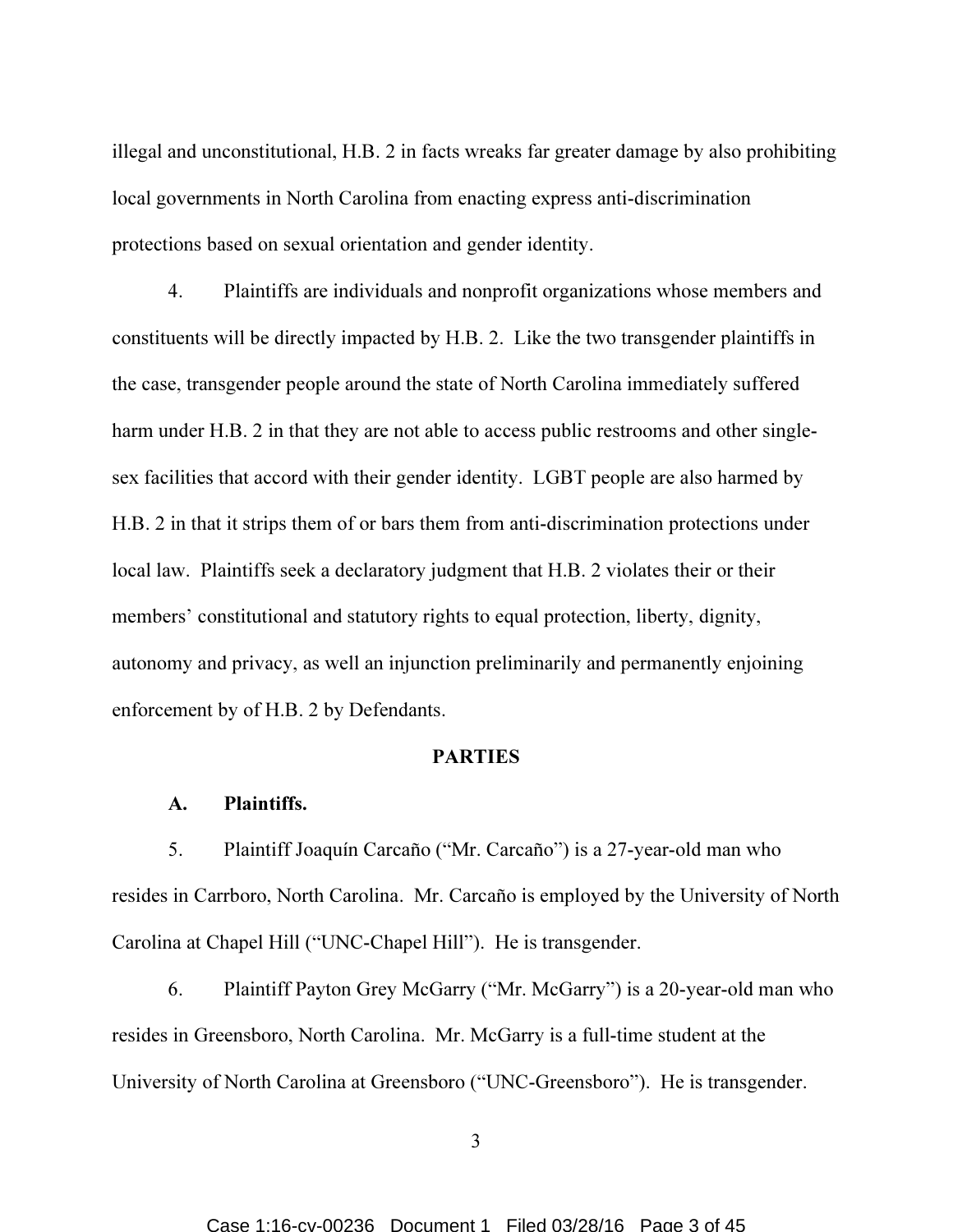illegal and unconstitutional, H.B. 2 in facts wreaks far greater damage by also prohibiting local governments in North Carolina from enacting express anti-discrimination protections based on sexual orientation and gender identity.

4. Plaintiffs are individuals and nonprofit organizations whose members and constituents will be directly impacted by H.B. 2. Like the two transgender plaintiffs in the case, transgender people around the state of North Carolina immediately suffered harm under H.B. 2 in that they are not able to access public restrooms and other single-sex facilities that accord with their gender identity. LGBT people are also harmed by H.B. 2 in that it strips them of or bars them from anti-discrimination protections under local law. Plaintiffs seek a declaratory judgment that H.B. 2 violates their or their members' constitutional and statutory rights to equal protection, liberty, dignity, autonomy and privacy, as well an injunction preliminarily and permanently enjoining enforcement by of H.B. 2 by Defendants.

## PARTIES

### A. Plaintiffs.

5. Plaintiff Joaquín Carcaño ("Mr. Carcaño") is a 27-year-old man who resides in Carrboro, North Carolina. Mr. Carcaño is employed by the University of North Carolina at Chapel Hill ("UNC-Chapel Hill"). He is transgender.

6. Plaintiff Payton Grey McGarry ("Mr. McGarry") is a 20-year-old man who resides in Greensboro, North Carolina. Mr. McGarry is a full-time student at the University of North Carolina at Greensboro ("UNC-Greensboro"). He is transgender.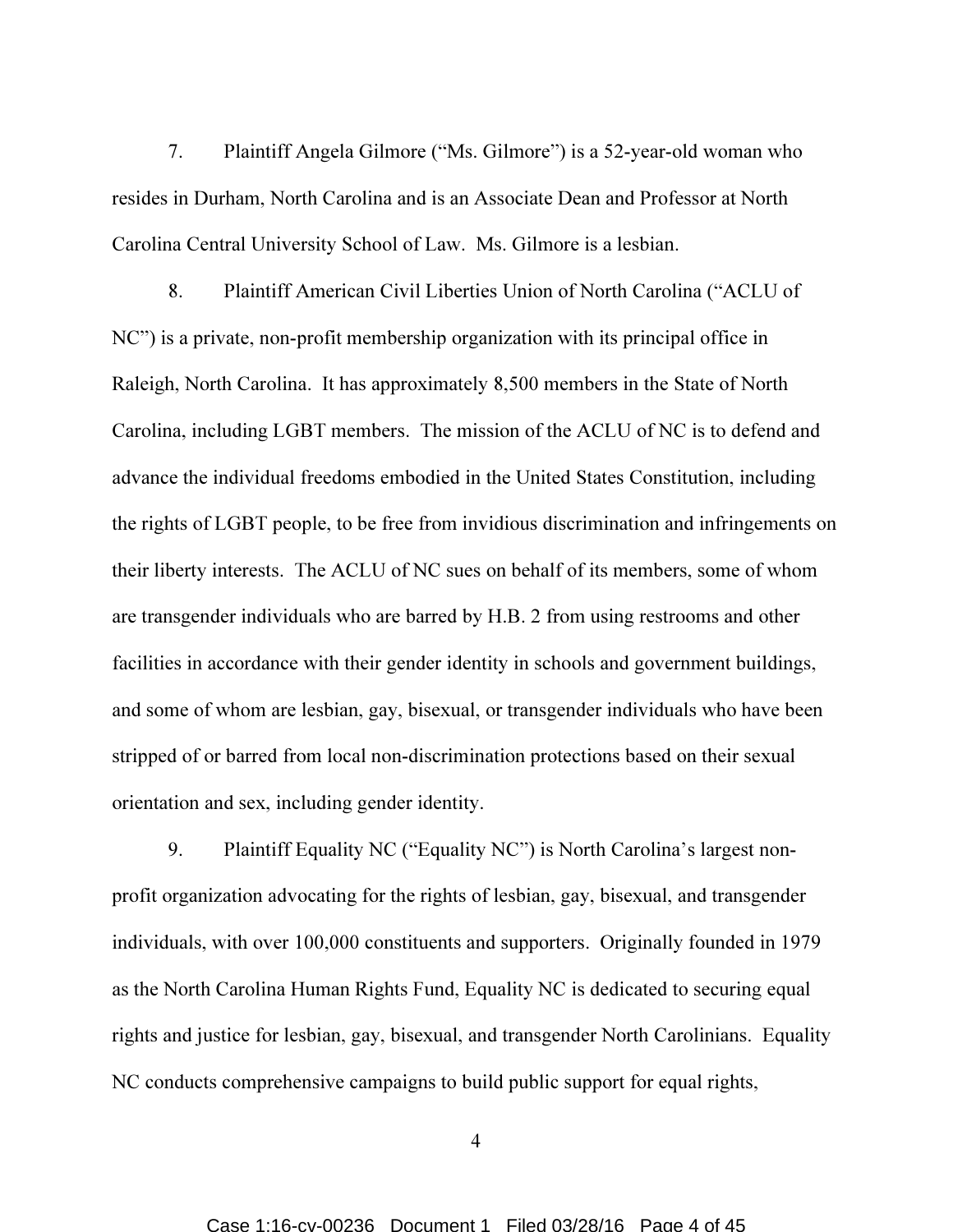7. Plaintiff Angela Gilmore ("Ms. Gilmore") is a 52-year-old woman who resides in Durham, North Carolina and is an Associate Dean and Professor at North Carolina Central University School of Law. Ms. Gilmore is a lesbian.

8. Plaintiff American Civil Liberties Union of North Carolina ("ACLU of NC") is a private, non-profit membership organization with its principal office in Raleigh, North Carolina. It has approximately 8,500 members in the State of North Carolina, including LGBT members. The mission of the ACLU of NC is to defend and advance the individual freedoms embodied in the United States Constitution, including the rights of LGBT people, to be free from invidious discrimination and infringements on their liberty interests. The ACLU of NC sues on behalf of its members, some of whom are transgender individuals who are barred by H.B. 2 from using restrooms and other facilities in accordance with their gender identity in schools and government buildings, and some of whom are lesbian, gay, bisexual, or transgender individuals who have been stripped of or barred from local non-discrimination protections based on their sexual orientation and sex, including gender identity.

9. Plaintiff Equality NC ("Equality NC") is North Carolina's largest non-profit organization advocating for the rights of lesbian, gay, bisexual, and transgender individuals, with over 100,000 constituents and supporters. Originally founded in 1979 as the North Carolina Human Rights Fund, Equality NC is dedicated to securing equal rights and justice for lesbian, gay, bisexual, and transgender North Carolinians. Equality NC conducts comprehensive campaigns to build public support for equal rights,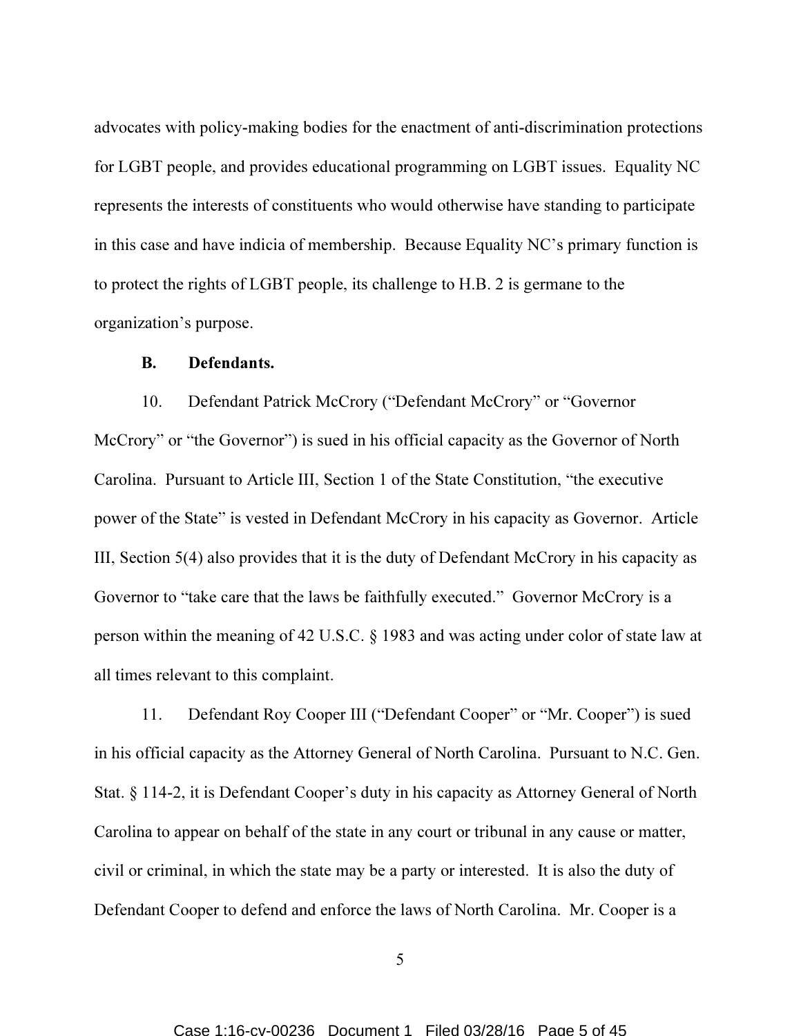advocates with policy-making bodies for the enactment of anti-discrimination protections for LGBT people, and provides educational programming on LGBT issues. Equality NC represents the interests of constituents who would otherwise have standing to participate in this case and have indicia of membership. Because Equality NC's primary function is to protect the rights of LGBT people, its challenge to H.B. 2 is germane to the organization's purpose.

**B. Defendants.**

10. Defendant Patrick McCrory ("Defendant McCrory" or "Governor McCrory" or "the Governor") is sued in his official capacity as the Governor of North Carolina. Pursuant to Article III, Section 1 of the State Constitution, "the executive power of the State" is vested in Defendant McCrory in his capacity as Governor. Article III, Section 5(4) also provides that it is the duty of Defendant McCrory in his capacity as Governor to "take care that the laws be faithfully executed." Governor McCrory is a person within the meaning of 42 U.S.C. § 1983 and was acting under color of state law at all times relevant to this complaint.

11. Defendant Roy Cooper III ("Defendant Cooper" or "Mr. Cooper") is sued in his official capacity as the Attorney General of North Carolina. Pursuant to N.C. Gen. Stat. § 114-2, it is Defendant Cooper's duty in his capacity as Attorney General of North Carolina to appear on behalf of the state in any court or tribunal in any cause or matter, civil or criminal, in which the state may be a party or interested. It is also the duty of Defendant Cooper to defend and enforce the laws of North Carolina. Mr. Cooper is a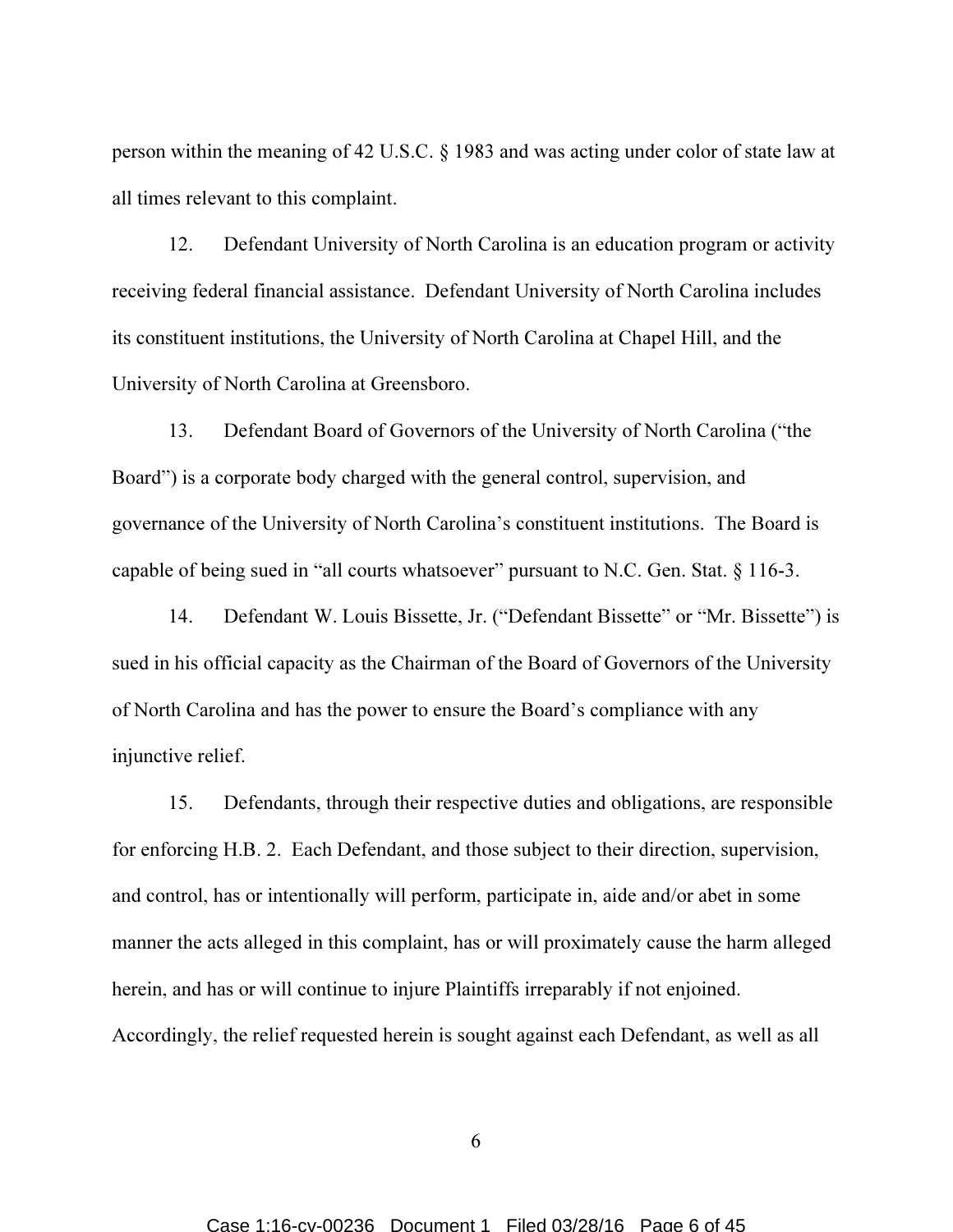person within the meaning of 42 U.S.C. § 1983 and was acting under color of state law at all times relevant to this complaint.

12. Defendant University of North Carolina is an education program or activity receiving federal financial assistance. Defendant University of North Carolina includes its constituent institutions, the University of North Carolina at Chapel Hill, and the University of North Carolina at Greensboro.

13. Defendant Board of Governors of the University of North Carolina ("the Board") is a corporate body charged with the general control, supervision, and governance of the University of North Carolina's constituent institutions. The Board is capable of being sued in "all courts whatsoever" pursuant to N.C. Gen. Stat. § 116-3.

14. Defendant W. Louis Bissette, Jr. ("Defendant Bissette" or "Mr. Bissette") is sued in his official capacity as the Chairman of the Board of Governors of the University of North Carolina and has the power to ensure the Board's compliance with any injunctive relief.

15. Defendants, through their respective duties and obligations, are responsible for enforcing H.B. 2. Each Defendant, and those subject to their direction, supervision, and control, has or intentionally will perform, participate in, aide and/or abet in some manner the acts alleged in this complaint, has or will proximately cause the harm alleged herein, and has or will continue to injure Plaintiffs irreparably if not enjoined. Accordingly, the relief requested herein is sought against each Defendant, as well as all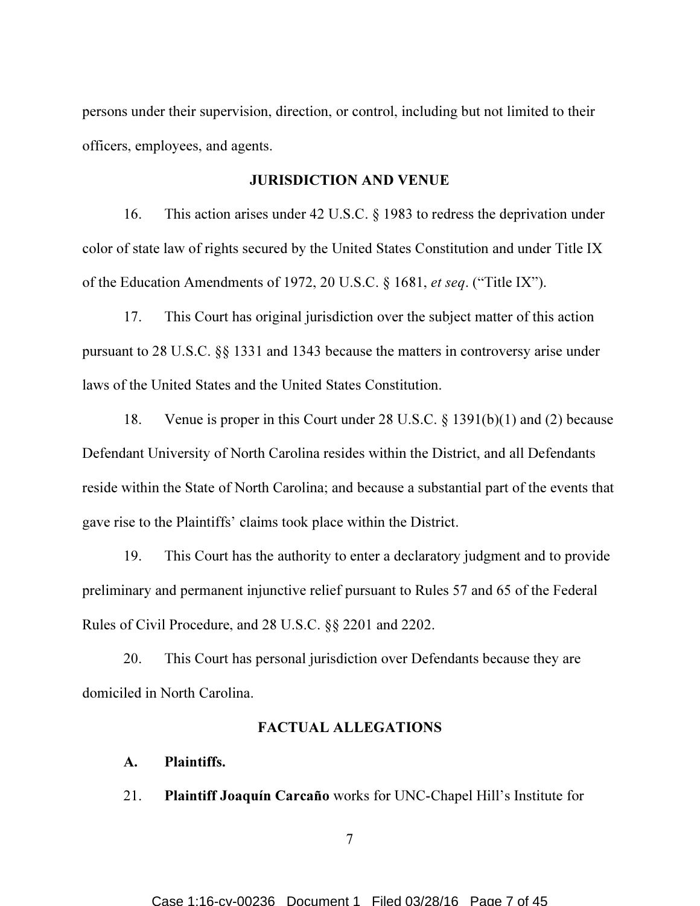persons under their supervision, direction, or control, including but not limited to their officers, employees, and agents.

## JURISDICTION AND VENUE

16. This action arises under 42 U.S.C. § 1983 to redress the deprivation under color of state law of rights secured by the United States Constitution and under Title IX of the Education Amendments of 1972, 20 U.S.C. § 1681, *et seq*. ("Title IX").

17. This Court has original jurisdiction over the subject matter of this action pursuant to 28 U.S.C. §§ 1331 and 1343 because the matters in controversy arise under laws of the United States and the United States Constitution.

18. Venue is proper in this Court under 28 U.S.C. § 1391(b)(1) and (2) because Defendant University of North Carolina resides within the District, and all Defendants reside within the State of North Carolina; and because a substantial part of the events that gave rise to the Plaintiffs' claims took place within the District.

19. This Court has the authority to enter a declaratory judgment and to provide preliminary and permanent injunctive relief pursuant to Rules 57 and 65 of the Federal Rules of Civil Procedure, and 28 U.S.C. §§ 2201 and 2202.

20. This Court has personal jurisdiction over Defendants because they are domiciled in North Carolina.

## FACTUAL ALLEGATIONS

### A. Plaintiffs.

21. **Plaintiff Joaquín Carcaño** works for UNC-Chapel Hill's Institute for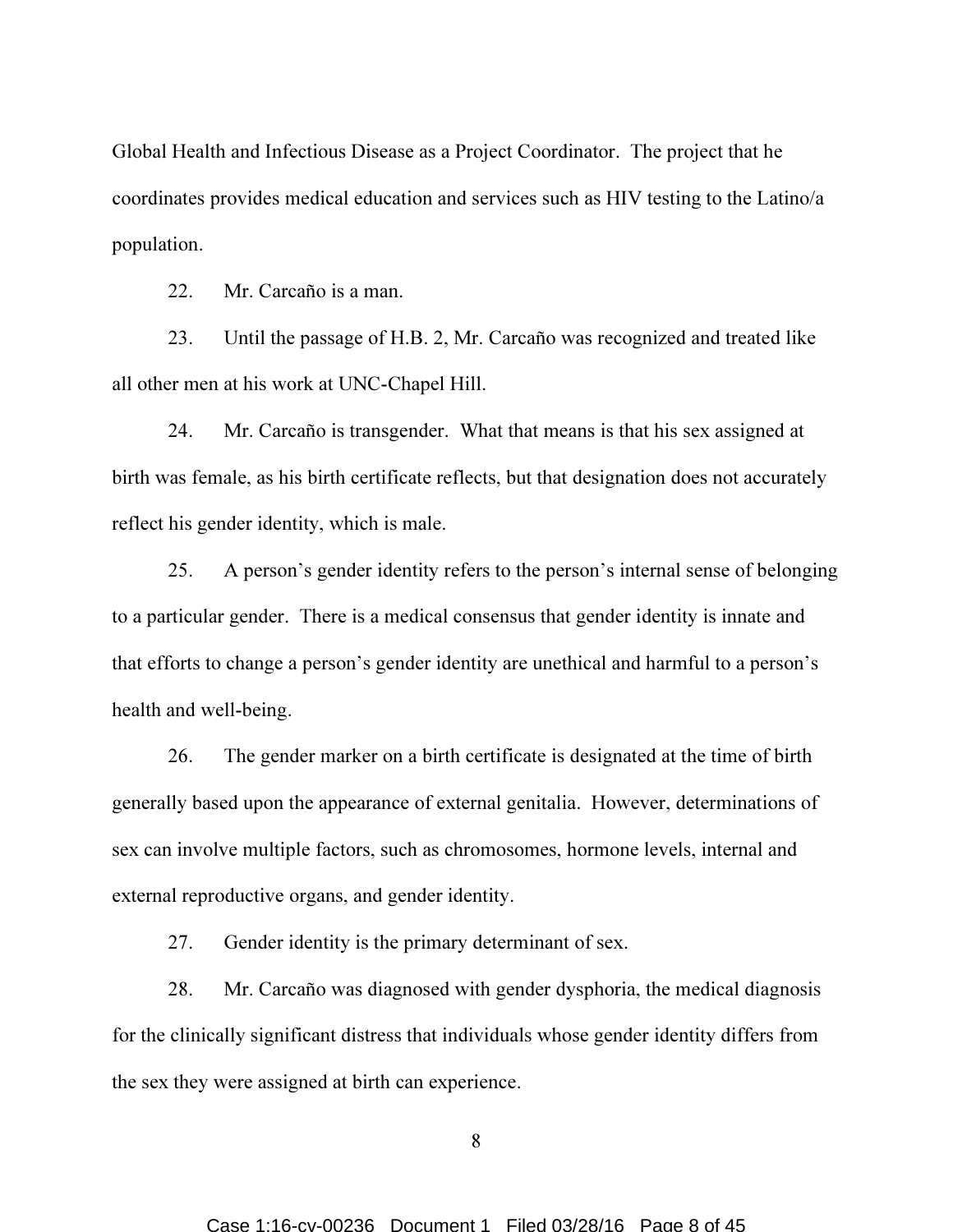Global Health and Infectious Disease as a Project Coordinator. The project that he coordinates provides medical education and services such as HIV testing to the Latino/a population.

22. Mr. Carcaño is a man.

23. Until the passage of H.B. 2, Mr. Carcaño was recognized and treated like all other men at his work at UNC-Chapel Hill.

24. Mr. Carcaño is transgender. What that means is that his sex assigned at birth was female, as his birth certificate reflects, but that designation does not accurately reflect his gender identity, which is male.

25. A person's gender identity refers to the person's internal sense of belonging to a particular gender. There is a medical consensus that gender identity is innate and that efforts to change a person's gender identity are unethical and harmful to a person's health and well-being.

26. The gender marker on a birth certificate is designated at the time of birth generally based upon the appearance of external genitalia. However, determinations of sex can involve multiple factors, such as chromosomes, hormone levels, internal and external reproductive organs, and gender identity.

27. Gender identity is the primary determinant of sex.

28. Mr. Carcaño was diagnosed with gender dysphoria, the medical diagnosis for the clinically significant distress that individuals whose gender identity differs from the sex they were assigned at birth can experience.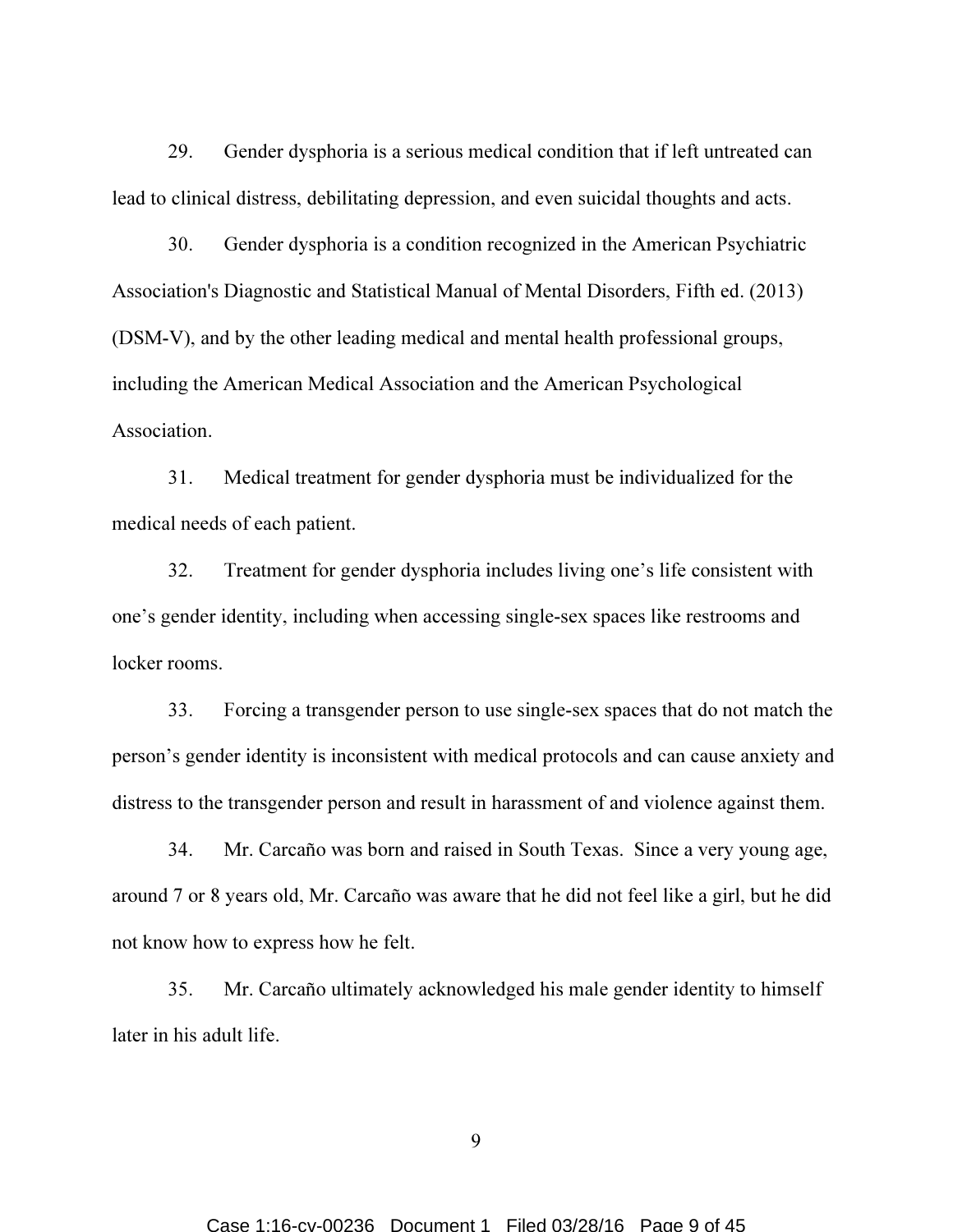29. Gender dysphoria is a serious medical condition that if left untreated can lead to clinical distress, debilitating depression, and even suicidal thoughts and acts.

30. Gender dysphoria is a condition recognized in the American Psychiatric Association's Diagnostic and Statistical Manual of Mental Disorders, Fifth ed. (2013) (DSM-V), and by the other leading medical and mental health professional groups, including the American Medical Association and the American Psychological Association.

31. Medical treatment for gender dysphoria must be individualized for the medical needs of each patient.

32. Treatment for gender dysphoria includes living one's life consistent with one's gender identity, including when accessing single-sex spaces like restrooms and locker rooms.

33. Forcing a transgender person to use single-sex spaces that do not match the person's gender identity is inconsistent with medical protocols and can cause anxiety and distress to the transgender person and result in harassment of and violence against them.

34. Mr. Carcaño was born and raised in South Texas. Since a very young age, around 7 or 8 years old, Mr. Carcaño was aware that he did not feel like a girl, but he did not know how to express how he felt.

35. Mr. Carcaño ultimately acknowledged his male gender identity to himself later in his adult life.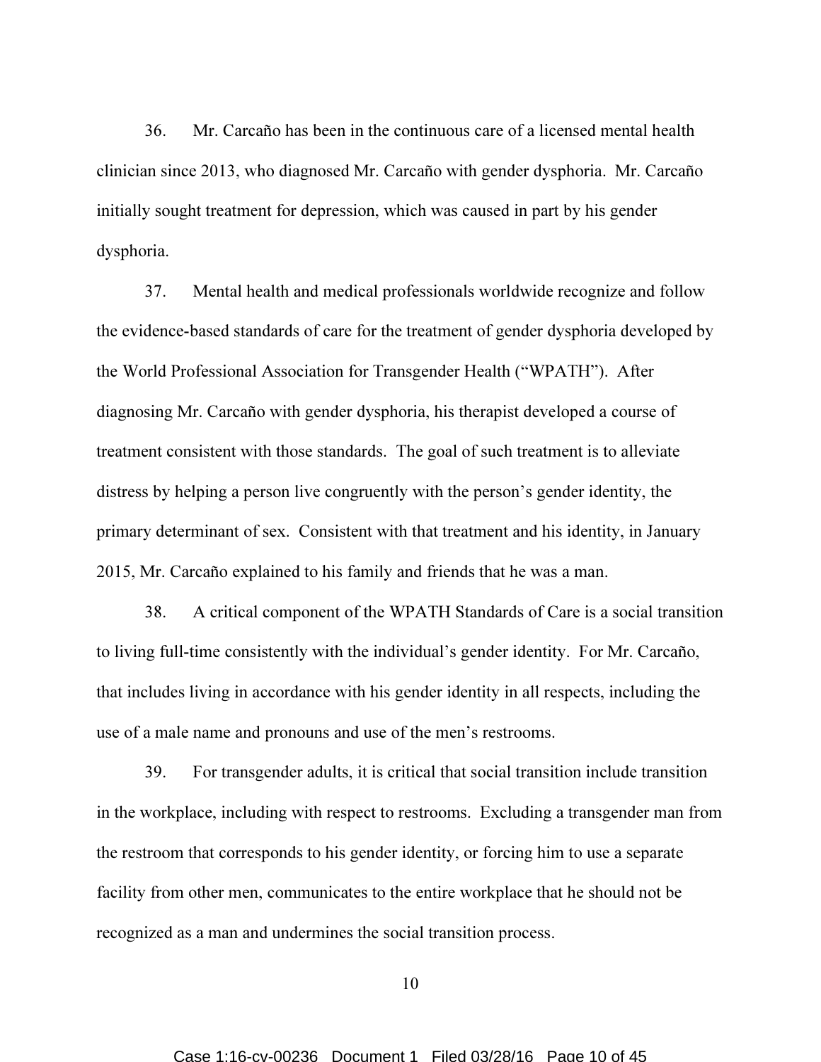36. Mr. Carcaño has been in the continuous care of a licensed mental health clinician since 2013, who diagnosed Mr. Carcaño with gender dysphoria. Mr. Carcaño initially sought treatment for depression, which was caused in part by his gender dysphoria.

37. Mental health and medical professionals worldwide recognize and follow the evidence-based standards of care for the treatment of gender dysphoria developed by the World Professional Association for Transgender Health ("WPATH"). After diagnosing Mr. Carcaño with gender dysphoria, his therapist developed a course of treatment consistent with those standards. The goal of such treatment is to alleviate distress by helping a person live congruently with the person's gender identity, the primary determinant of sex. Consistent with that treatment and his identity, in January 2015, Mr. Carcaño explained to his family and friends that he was a man.

38. A critical component of the WPATH Standards of Care is a social transition to living full-time consistently with the individual's gender identity. For Mr. Carcaño, that includes living in accordance with his gender identity in all respects, including the use of a male name and pronouns and use of the men's restrooms.

39. For transgender adults, it is critical that social transition include transition in the workplace, including with respect to restrooms. Excluding a transgender man from the restroom that corresponds to his gender identity, or forcing him to use a separate facility from other men, communicates to the entire workplace that he should not be recognized as a man and undermines the social transition process.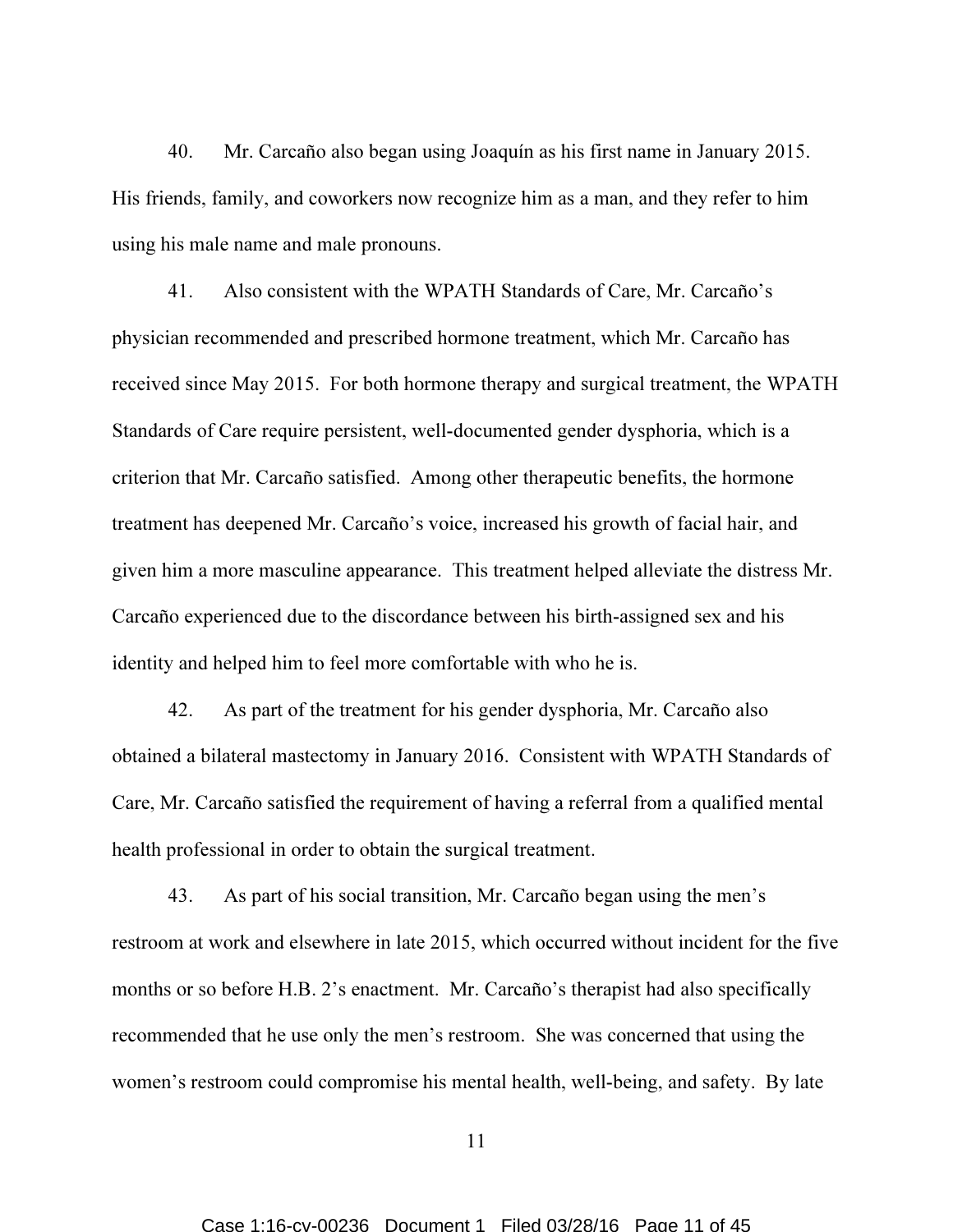40. Mr. Carcaño also began using Joaquín as his first name in January 2015. His friends, family, and coworkers now recognize him as a man, and they refer to him using his male name and male pronouns.

41. Also consistent with the WPATH Standards of Care, Mr. Carcaño's physician recommended and prescribed hormone treatment, which Mr. Carcaño has received since May 2015. For both hormone therapy and surgical treatment, the WPATH Standards of Care require persistent, well-documented gender dysphoria, which is a criterion that Mr. Carcaño satisfied. Among other therapeutic benefits, the hormone treatment has deepened Mr. Carcaño's voice, increased his growth of facial hair, and given him a more masculine appearance. This treatment helped alleviate the distress Mr. Carcaño experienced due to the discordance between his birth-assigned sex and his identity and helped him to feel more comfortable with who he is.

42. As part of the treatment for his gender dysphoria, Mr. Carcaño also obtained a bilateral mastectomy in January 2016. Consistent with WPATH Standards of Care, Mr. Carcaño satisfied the requirement of having a referral from a qualified mental health professional in order to obtain the surgical treatment.

43. As part of his social transition, Mr. Carcaño began using the men's restroom at work and elsewhere in late 2015, which occurred without incident for the five months or so before H.B. 2's enactment. Mr. Carcaño's therapist had also specifically recommended that he use only the men's restroom. She was concerned that using the women's restroom could compromise his mental health, well-being, and safety. By late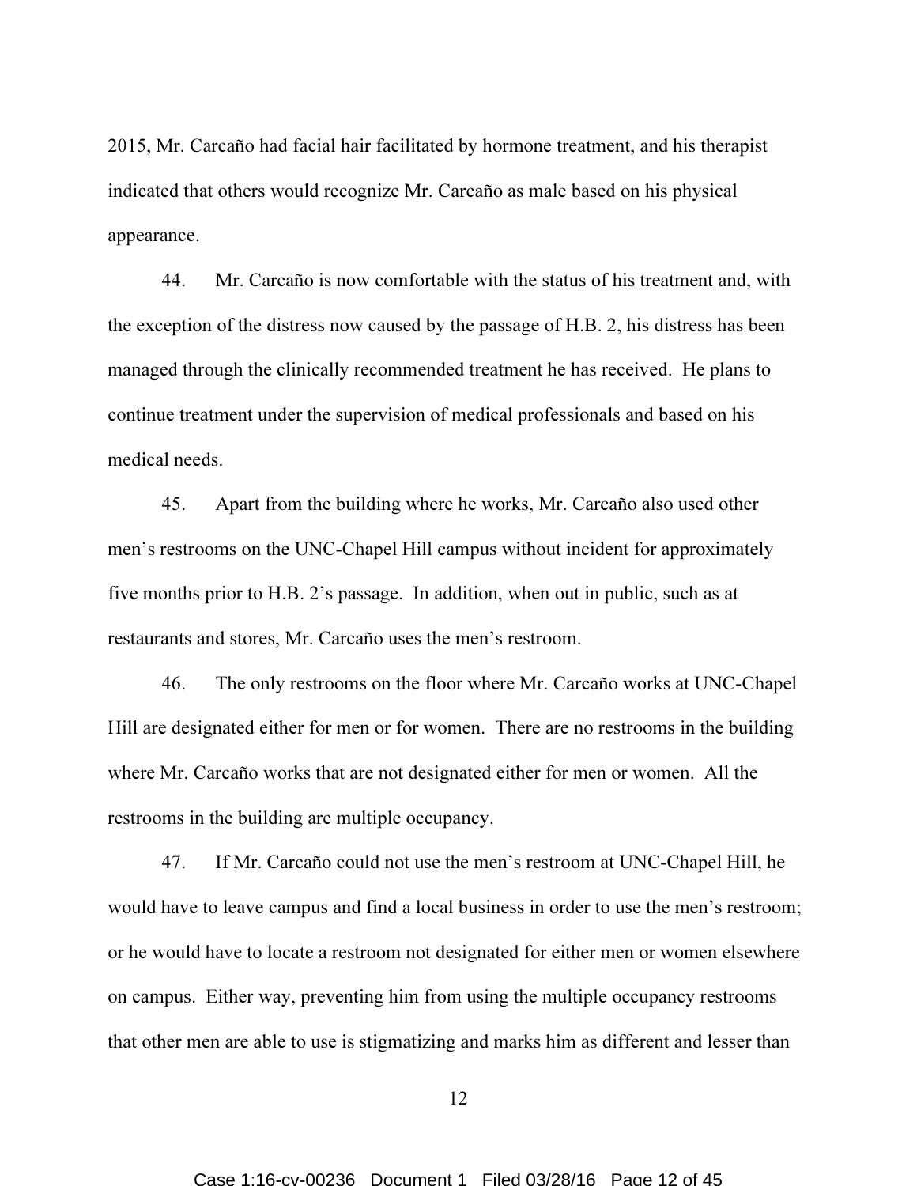2015, Mr. Carcaño had facial hair facilitated by hormone treatment, and his therapist indicated that others would recognize Mr. Carcaño as male based on his physical appearance.

44. Mr. Carcaño is now comfortable with the status of his treatment and, with the exception of the distress now caused by the passage of H.B. 2, his distress has been managed through the clinically recommended treatment he has received. He plans to continue treatment under the supervision of medical professionals and based on his medical needs.

45. Apart from the building where he works, Mr. Carcaño also used other men's restrooms on the UNC-Chapel Hill campus without incident for approximately five months prior to H.B. 2's passage. In addition, when out in public, such as at restaurants and stores, Mr. Carcaño uses the men's restroom.

46. The only restrooms on the floor where Mr. Carcaño works at UNC-Chapel Hill are designated either for men or for women. There are no restrooms in the building where Mr. Carcaño works that are not designated either for men or women. All the restrooms in the building are multiple occupancy.

47. If Mr. Carcaño could not use the men's restroom at UNC-Chapel Hill, he would have to leave campus and find a local business in order to use the men's restroom; or he would have to locate a restroom not designated for either men or women elsewhere on campus. Either way, preventing him from using the multiple occupancy restrooms that other men are able to use is stigmatizing and marks him as different and lesser than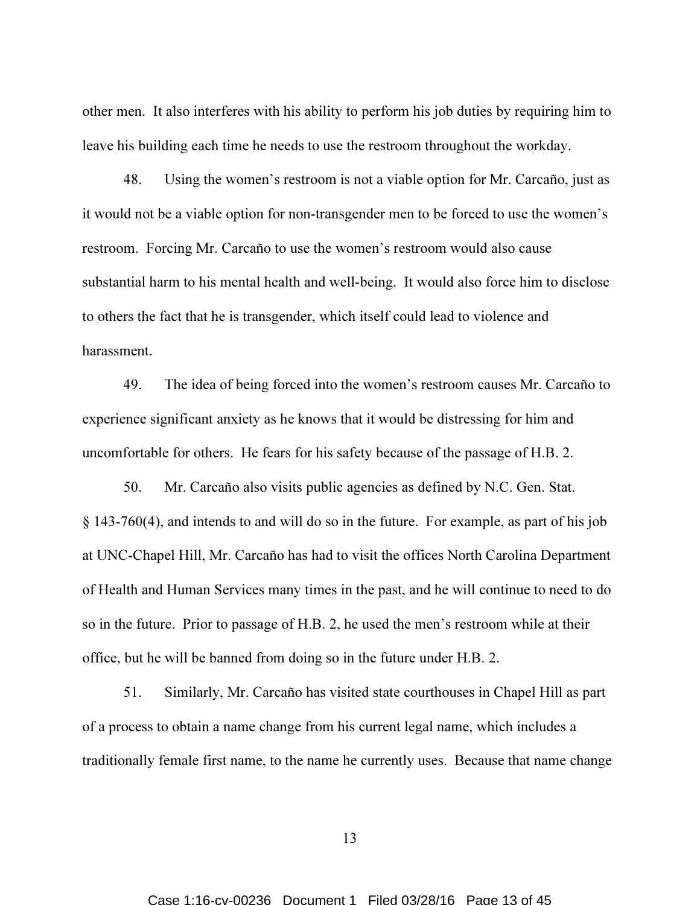other men. It also interferes with his ability to perform his job duties by requiring him to leave his building each time he needs to use the restroom throughout the workday.

48. Using the women's restroom is not a viable option for Mr. Carcaño, just as it would not be a viable option for non-transgender men to be forced to use the women's restroom. Forcing Mr. Carcaño to use the women's restroom would also cause substantial harm to his mental health and well-being. It would also force him to disclose to others the fact that he is transgender, which itself could lead to violence and harassment.

49. The idea of being forced into the women's restroom causes Mr. Carcaño to experience significant anxiety as he knows that it would be distressing for him and uncomfortable for others. He fears for his safety because of the passage of H.B. 2.

50. Mr. Carcaño also visits public agencies as defined by N.C. Gen. Stat. § 143-760(4), and intends to and will do so in the future. For example, as part of his job at UNC-Chapel Hill, Mr. Carcaño has had to visit the offices North Carolina Department of Health and Human Services many times in the past, and he will continue to need to do so in the future. Prior to passage of H.B. 2, he used the men's restroom while at their office, but he will be banned from doing so in the future under H.B. 2.

51. Similarly, Mr. Carcaño has visited state courthouses in Chapel Hill as part of a process to obtain a name change from his current legal name, which includes a traditionally female first name, to the name he currently uses. Because that name change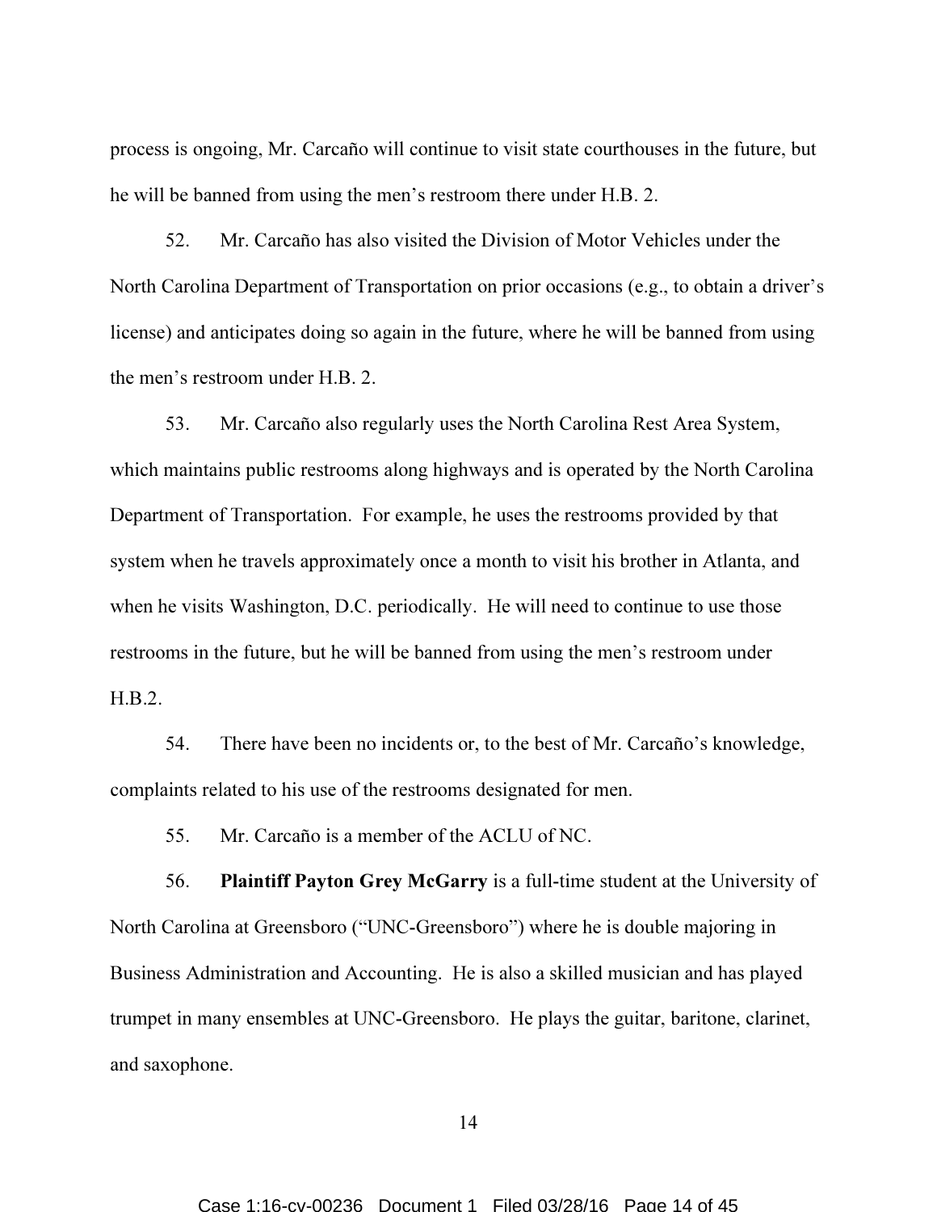process is ongoing, Mr. Carcaño will continue to visit state courthouses in the future, but he will be banned from using the men's restroom there under H.B. 2.

52. Mr. Carcaño has also visited the Division of Motor Vehicles under the North Carolina Department of Transportation on prior occasions (e.g., to obtain a driver's license) and anticipates doing so again in the future, where he will be banned from using the men's restroom under H.B. 2.

53. Mr. Carcaño also regularly uses the North Carolina Rest Area System, which maintains public restrooms along highways and is operated by the North Carolina Department of Transportation. For example, he uses the restrooms provided by that system when he travels approximately once a month to visit his brother in Atlanta, and when he visits Washington, D.C. periodically. He will need to continue to use those restrooms in the future, but he will be banned from using the men's restroom under H.B.2.

54. There have been no incidents or, to the best of Mr. Carcaño's knowledge, complaints related to his use of the restrooms designated for men.

55. Mr. Carcaño is a member of the ACLU of NC.

56. **Plaintiff Payton Grey McGarry** is a full-time student at the University of North Carolina at Greensboro ("UNC-Greensboro") where he is double majoring in Business Administration and Accounting. He is also a skilled musician and has played trumpet in many ensembles at UNC-Greensboro. He plays the guitar, baritone, clarinet, and saxophone.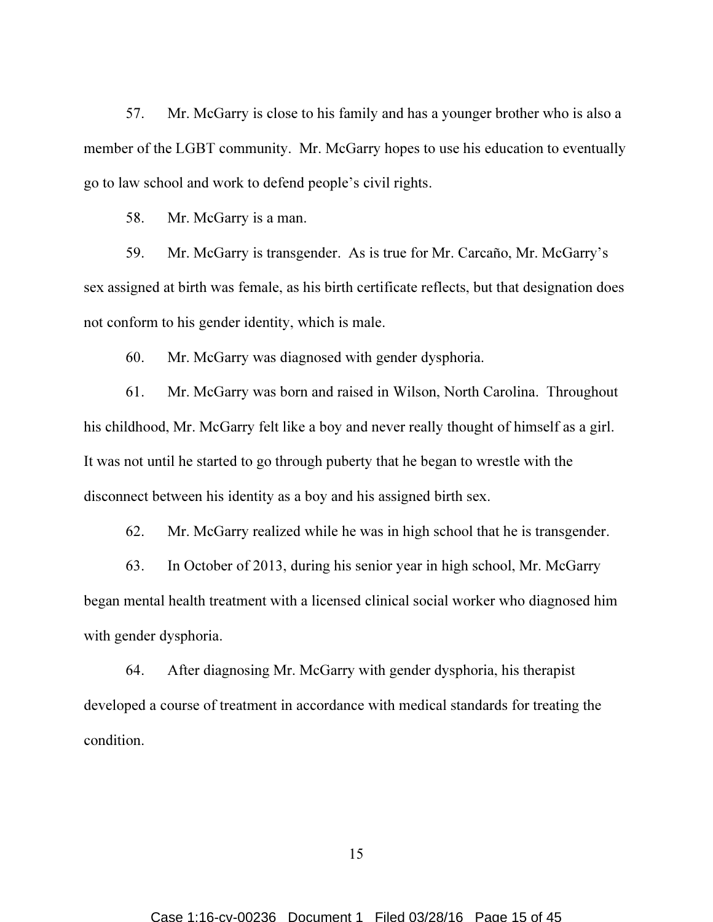57. Mr. McGarry is close to his family and has a younger brother who is also a member of the LGBT community. Mr. McGarry hopes to use his education to eventually go to law school and work to defend people's civil rights.

58. Mr. McGarry is a man.

59. Mr. McGarry is transgender. As is true for Mr. Carcaño, Mr. McGarry's sex assigned at birth was female, as his birth certificate reflects, but that designation does not conform to his gender identity, which is male.

60. Mr. McGarry was diagnosed with gender dysphoria.

61. Mr. McGarry was born and raised in Wilson, North Carolina. Throughout his childhood, Mr. McGarry felt like a boy and never really thought of himself as a girl. It was not until he started to go through puberty that he began to wrestle with the disconnect between his identity as a boy and his assigned birth sex.

62. Mr. McGarry realized while he was in high school that he is transgender.

63. In October of 2013, during his senior year in high school, Mr. McGarry began mental health treatment with a licensed clinical social worker who diagnosed him with gender dysphoria.

64. After diagnosing Mr. McGarry with gender dysphoria, his therapist developed a course of treatment in accordance with medical standards for treating the condition.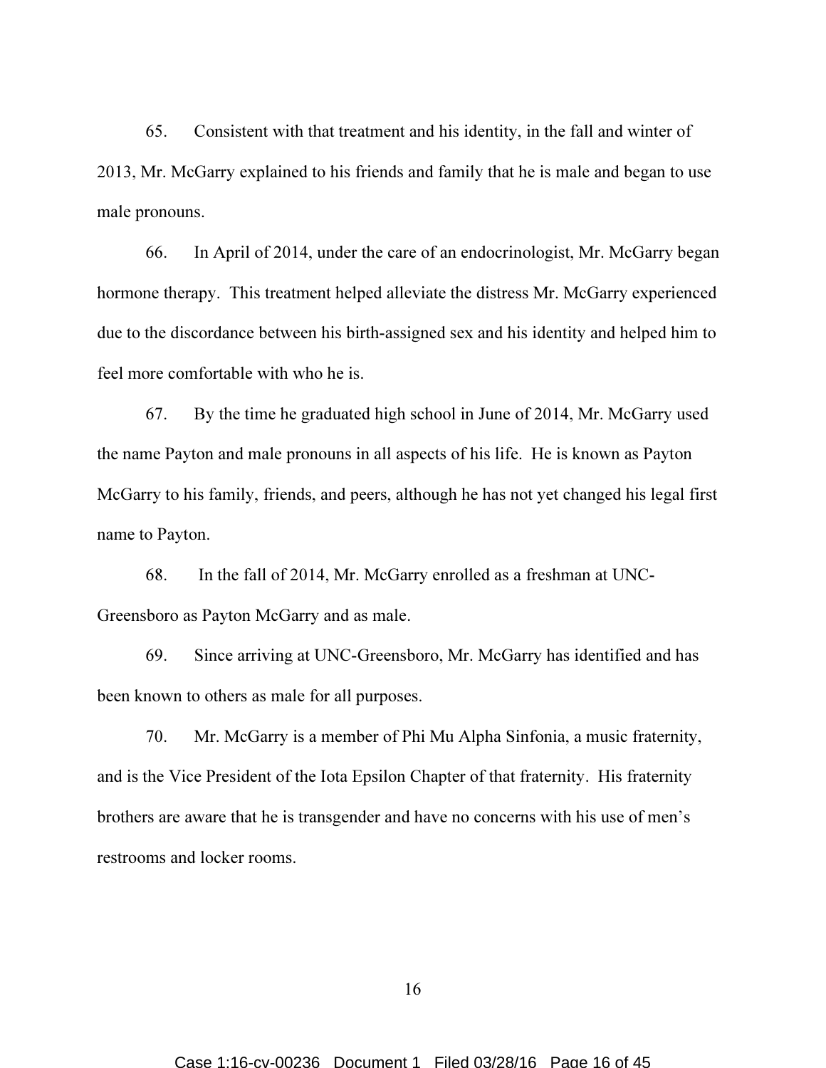65. Consistent with that treatment and his identity, in the fall and winter of 2013, Mr. McGarry explained to his friends and family that he is male and began to use male pronouns.

66. In April of 2014, under the care of an endocrinologist, Mr. McGarry began hormone therapy. This treatment helped alleviate the distress Mr. McGarry experienced due to the discordance between his birth-assigned sex and his identity and helped him to feel more comfortable with who he is.

67. By the time he graduated high school in June of 2014, Mr. McGarry used the name Payton and male pronouns in all aspects of his life. He is known as Payton McGarry to his family, friends, and peers, although he has not yet changed his legal first name to Payton.

68. In the fall of 2014, Mr. McGarry enrolled as a freshman at UNC-Greensboro as Payton McGarry and as male.

69. Since arriving at UNC-Greensboro, Mr. McGarry has identified and has been known to others as male for all purposes.

70. Mr. McGarry is a member of Phi Mu Alpha Sinfonia, a music fraternity, and is the Vice President of the Iota Epsilon Chapter of that fraternity. His fraternity brothers are aware that he is transgender and have no concerns with his use of men's restrooms and locker rooms.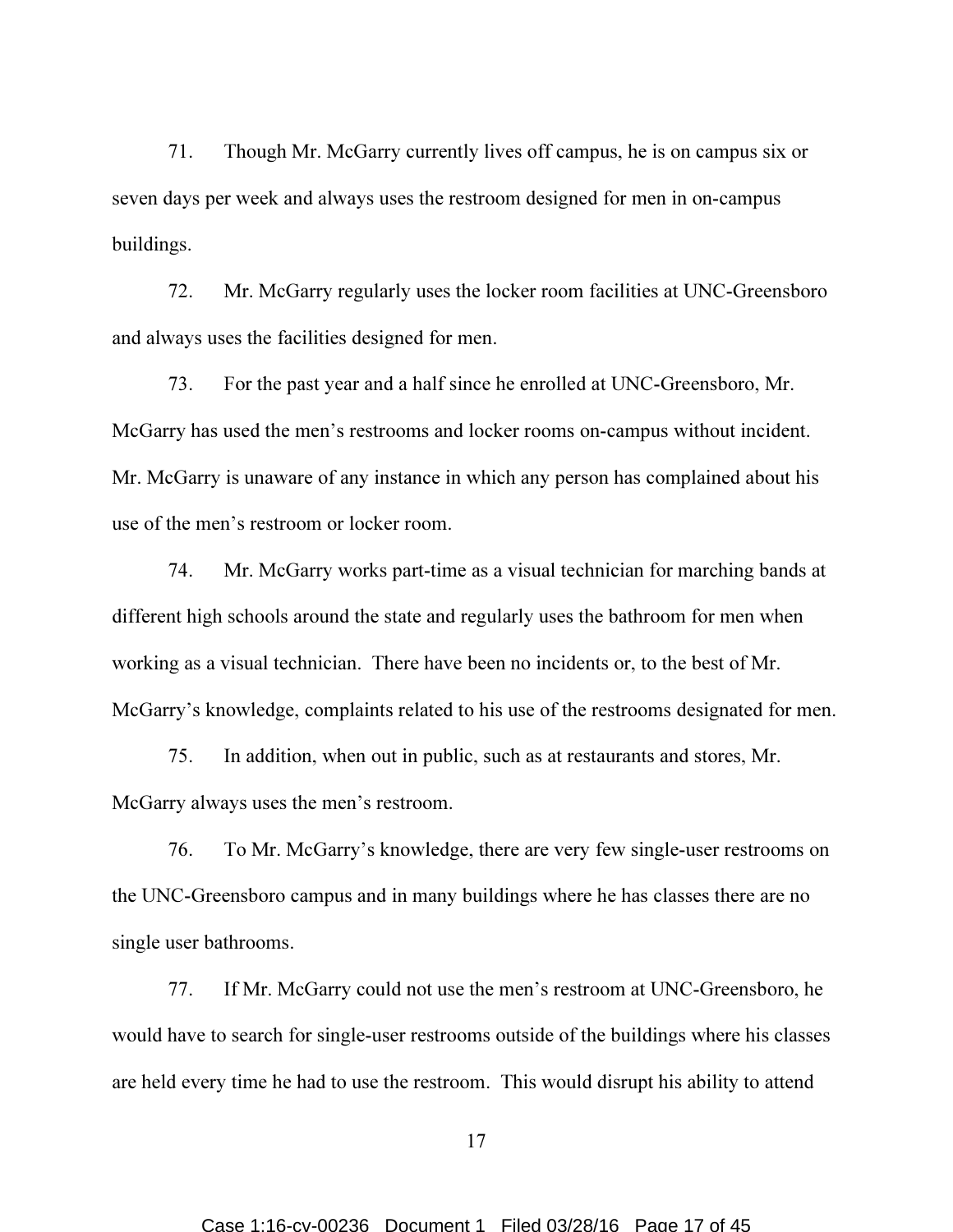71. Though Mr. McGarry currently lives off campus, he is on campus six or seven days per week and always uses the restroom designed for men in on-campus buildings.

72. Mr. McGarry regularly uses the locker room facilities at UNC-Greensboro and always uses the facilities designed for men.

73. For the past year and a half since he enrolled at UNC-Greensboro, Mr. McGarry has used the men's restrooms and locker rooms on-campus without incident. Mr. McGarry is unaware of any instance in which any person has complained about his use of the men's restroom or locker room.

74. Mr. McGarry works part-time as a visual technician for marching bands at different high schools around the state and regularly uses the bathroom for men when working as a visual technician. There have been no incidents or, to the best of Mr. McGarry's knowledge, complaints related to his use of the restrooms designated for men.

75. In addition, when out in public, such as at restaurants and stores, Mr. McGarry always uses the men's restroom.

76. To Mr. McGarry's knowledge, there are very few single-user restrooms on the UNC-Greensboro campus and in many buildings where he has classes there are no single user bathrooms.

77. If Mr. McGarry could not use the men's restroom at UNC-Greensboro, he would have to search for single-user restrooms outside of the buildings where his classes are held every time he had to use the restroom. This would disrupt his ability to attend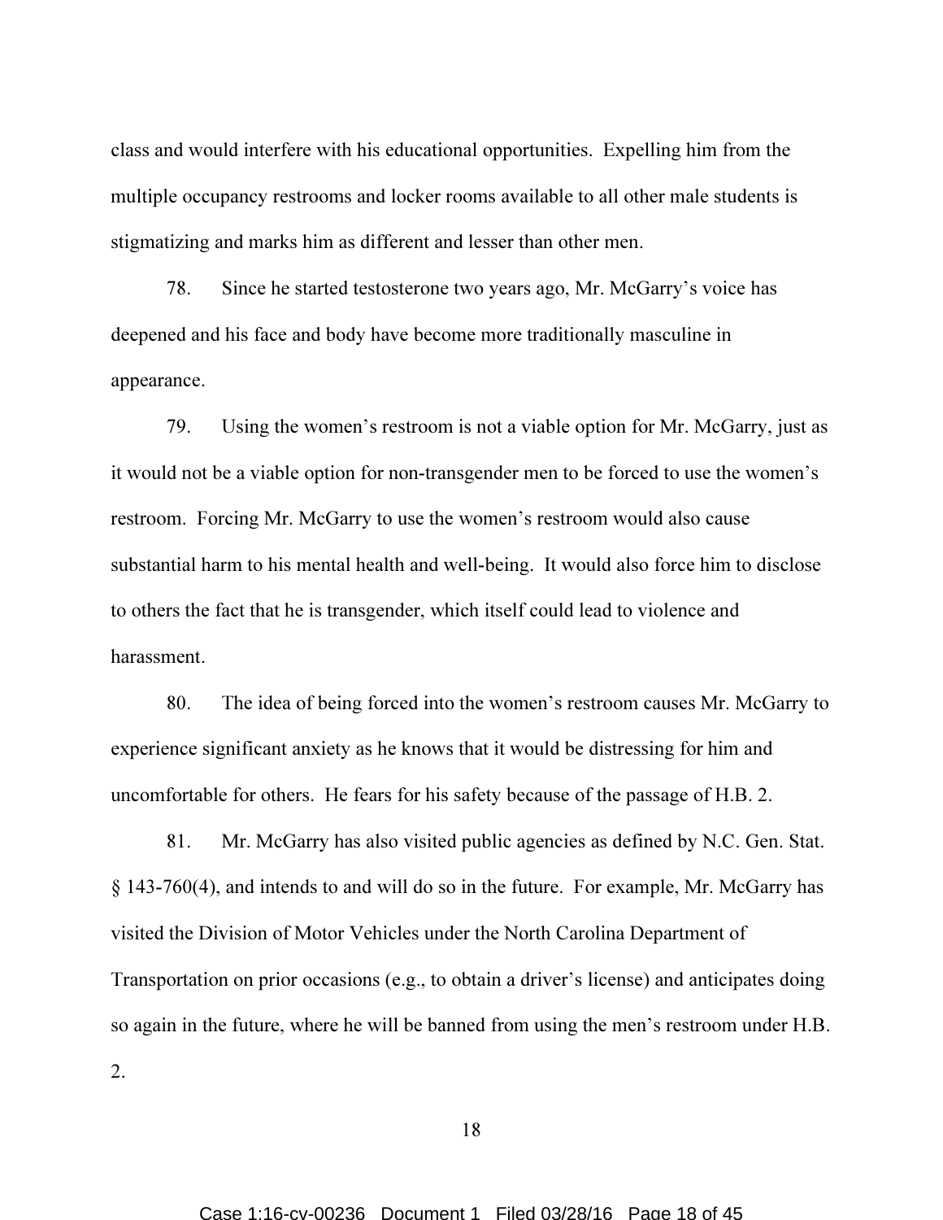class and would interfere with his educational opportunities. Expelling him from the multiple occupancy restrooms and locker rooms available to all other male students is stigmatizing and marks him as different and lesser than other men.

78. Since he started testosterone two years ago, Mr. McGarry's voice has deepened and his face and body have become more traditionally masculine in appearance.

79. Using the women's restroom is not a viable option for Mr. McGarry, just as it would not be a viable option for non-transgender men to be forced to use the women's restroom. Forcing Mr. McGarry to use the women's restroom would also cause substantial harm to his mental health and well-being. It would also force him to disclose to others the fact that he is transgender, which itself could lead to violence and harassment.

80. The idea of being forced into the women's restroom causes Mr. McGarry to experience significant anxiety as he knows that it would be distressing for him and uncomfortable for others. He fears for his safety because of the passage of H.B. 2.

81. Mr. McGarry has also visited public agencies as defined by N.C. Gen. Stat. § 143-760(4), and intends to and will do so in the future. For example, Mr. McGarry has visited the Division of Motor Vehicles under the North Carolina Department of Transportation on prior occasions (e.g., to obtain a driver's license) and anticipates doing so again in the future, where he will be banned from using the men's restroom under H.B. 2.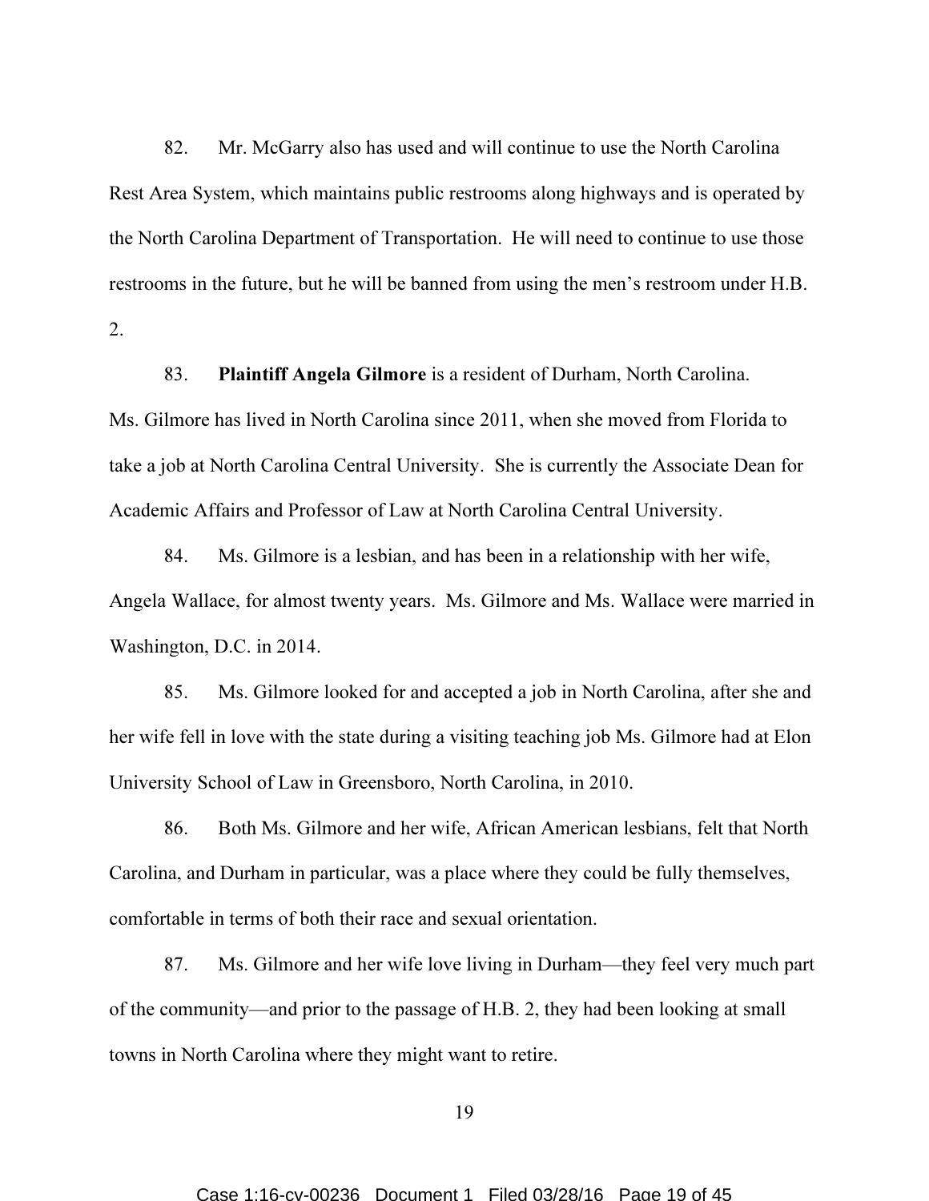82. Mr. McGarry also has used and will continue to use the North Carolina Rest Area System, which maintains public restrooms along highways and is operated by the North Carolina Department of Transportation. He will need to continue to use those restrooms in the future, but he will be banned from using the men's restroom under H.B. 2.

83. **Plaintiff Angela Gilmore** is a resident of Durham, North Carolina. Ms. Gilmore has lived in North Carolina since 2011, when she moved from Florida to take a job at North Carolina Central University. She is currently the Associate Dean for Academic Affairs and Professor of Law at North Carolina Central University.

84. Ms. Gilmore is a lesbian, and has been in a relationship with her wife, Angela Wallace, for almost twenty years. Ms. Gilmore and Ms. Wallace were married in Washington, D.C. in 2014.

85. Ms. Gilmore looked for and accepted a job in North Carolina, after she and her wife fell in love with the state during a visiting teaching job Ms. Gilmore had at Elon University School of Law in Greensboro, North Carolina, in 2010.

86. Both Ms. Gilmore and her wife, African American lesbians, felt that North Carolina, and Durham in particular, was a place where they could be fully themselves, comfortable in terms of both their race and sexual orientation.

87. Ms. Gilmore and her wife love living in Durham—they feel very much part of the community—and prior to the passage of H.B. 2, they had been looking at small towns in North Carolina where they might want to retire.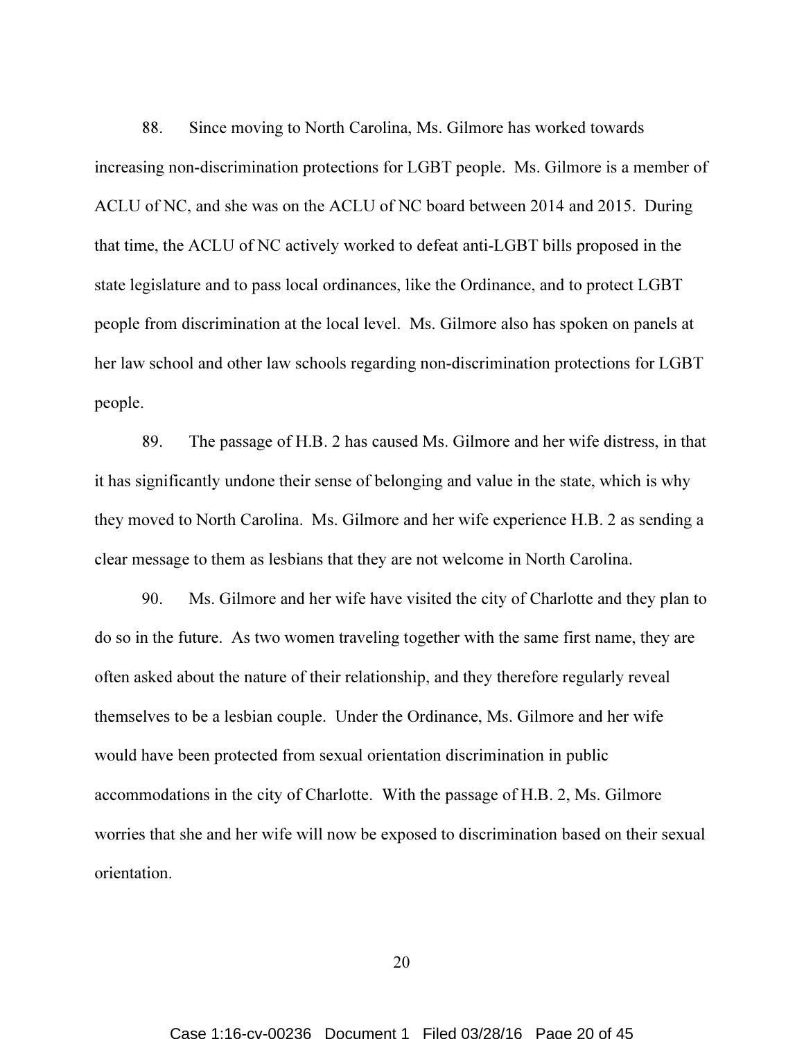88. Since moving to North Carolina, Ms. Gilmore has worked towards increasing non-discrimination protections for LGBT people. Ms. Gilmore is a member of ACLU of NC, and she was on the ACLU of NC board between 2014 and 2015. During that time, the ACLU of NC actively worked to defeat anti-LGBT bills proposed in the state legislature and to pass local ordinances, like the Ordinance, and to protect LGBT people from discrimination at the local level. Ms. Gilmore also has spoken on panels at her law school and other law schools regarding non-discrimination protections for LGBT people.

89. The passage of H.B. 2 has caused Ms. Gilmore and her wife distress, in that it has significantly undone their sense of belonging and value in the state, which is why they moved to North Carolina. Ms. Gilmore and her wife experience H.B. 2 as sending a clear message to them as lesbians that they are not welcome in North Carolina.

90. Ms. Gilmore and her wife have visited the city of Charlotte and they plan to do so in the future. As two women traveling together with the same first name, they are often asked about the nature of their relationship, and they therefore regularly reveal themselves to be a lesbian couple. Under the Ordinance, Ms. Gilmore and her wife would have been protected from sexual orientation discrimination in public accommodations in the city of Charlotte. With the passage of H.B. 2, Ms. Gilmore worries that she and her wife will now be exposed to discrimination based on their sexual orientation.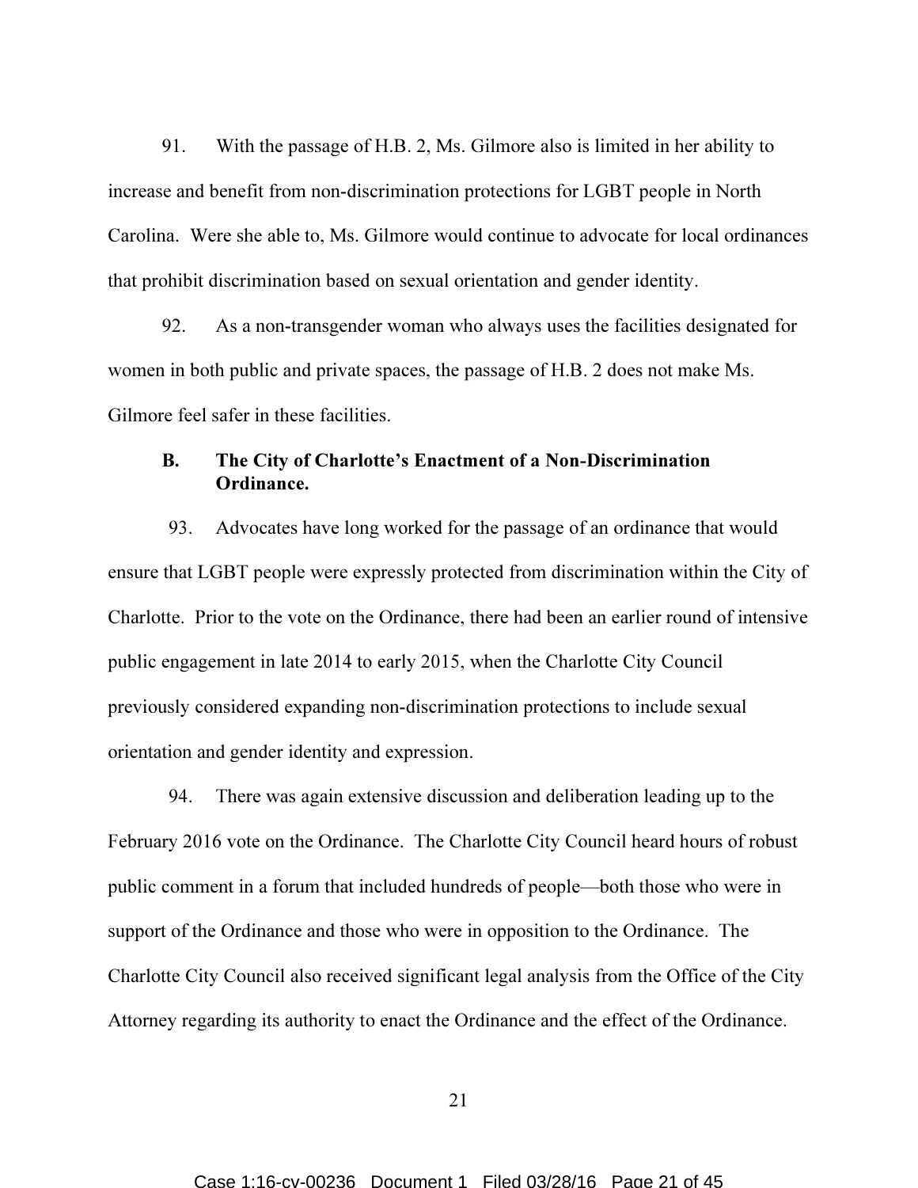91. With the passage of H.B. 2, Ms. Gilmore also is limited in her ability to increase and benefit from non-discrimination protections for LGBT people in North Carolina. Were she able to, Ms. Gilmore would continue to advocate for local ordinances that prohibit discrimination based on sexual orientation and gender identity.

92. As a non-transgender woman who always uses the facilities designated for women in both public and private spaces, the passage of H.B. 2 does not make Ms. Gilmore feel safer in these facilities.

### B. The City of Charlotte's Enactment of a Non-Discrimination Ordinance.

93. Advocates have long worked for the passage of an ordinance that would ensure that LGBT people were expressly protected from discrimination within the City of Charlotte. Prior to the vote on the Ordinance, there had been an earlier round of intensive public engagement in late 2014 to early 2015, when the Charlotte City Council previously considered expanding non-discrimination protections to include sexual orientation and gender identity and expression.

94. There was again extensive discussion and deliberation leading up to the February 2016 vote on the Ordinance. The Charlotte City Council heard hours of robust public comment in a forum that included hundreds of people—both those who were in support of the Ordinance and those who were in opposition to the Ordinance. The Charlotte City Council also received significant legal analysis from the Office of the City Attorney regarding its authority to enact the Ordinance and the effect of the Ordinance.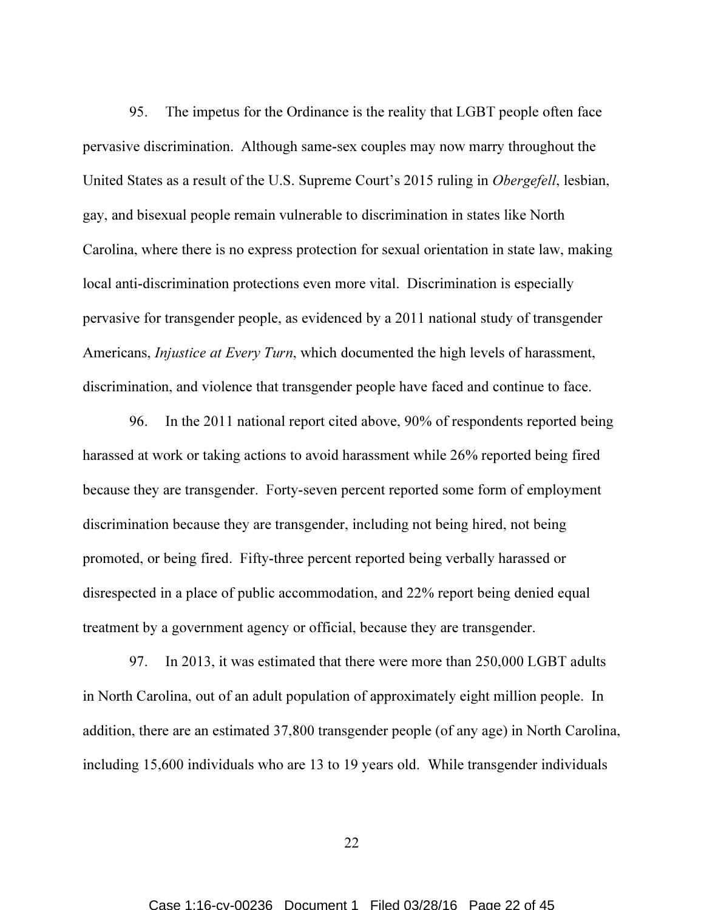95. The impetus for the Ordinance is the reality that LGBT people often face pervasive discrimination. Although same-sex couples may now marry throughout the United States as a result of the U.S. Supreme Court's 2015 ruling in *Obergefell*, lesbian, gay, and bisexual people remain vulnerable to discrimination in states like North Carolina, where there is no express protection for sexual orientation in state law, making local anti-discrimination protections even more vital. Discrimination is especially pervasive for transgender people, as evidenced by a 2011 national study of transgender Americans, *Injustice at Every Turn*, which documented the high levels of harassment, discrimination, and violence that transgender people have faced and continue to face.

96. In the 2011 national report cited above, 90% of respondents reported being harassed at work or taking actions to avoid harassment while 26% reported being fired because they are transgender. Forty-seven percent reported some form of employment discrimination because they are transgender, including not being hired, not being promoted, or being fired. Fifty-three percent reported being verbally harassed or disrespected in a place of public accommodation, and 22% report being denied equal treatment by a government agency or official, because they are transgender.

97. In 2013, it was estimated that there were more than 250,000 LGBT adults in North Carolina, out of an adult population of approximately eight million people. In addition, there are an estimated 37,800 transgender people (of any age) in North Carolina, including 15,600 individuals who are 13 to 19 years old. While transgender individuals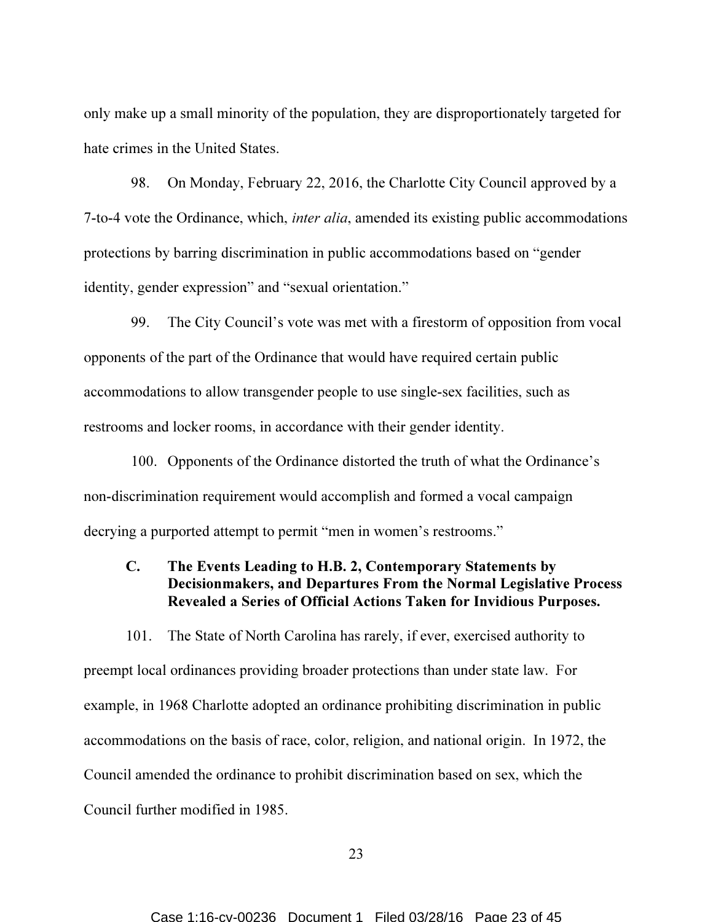only make up a small minority of the population, they are disproportionately targeted for hate crimes in the United States.

98. On Monday, February 22, 2016, the Charlotte City Council approved by a 7-to-4 vote the Ordinance, which, *inter alia*, amended its existing public accommodations protections by barring discrimination in public accommodations based on "gender identity, gender expression" and "sexual orientation."

99. The City Council's vote was met with a firestorm of opposition from vocal opponents of the part of the Ordinance that would have required certain public accommodations to allow transgender people to use single-sex facilities, such as restrooms and locker rooms, in accordance with their gender identity.

100. Opponents of the Ordinance distorted the truth of what the Ordinance's non-discrimination requirement would accomplish and formed a vocal campaign decrying a purported attempt to permit "men in women's restrooms."

### C. The Events Leading to H.B. 2, Contemporary Statements by Decisionmakers, and Departures From the Normal Legislative Process Revealed a Series of Official Actions Taken for Invidious Purposes.

101. The State of North Carolina has rarely, if ever, exercised authority to preempt local ordinances providing broader protections than under state law. For example, in 1968 Charlotte adopted an ordinance prohibiting discrimination in public accommodations on the basis of race, color, religion, and national origin. In 1972, the Council amended the ordinance to prohibit discrimination based on sex, which the Council further modified in 1985.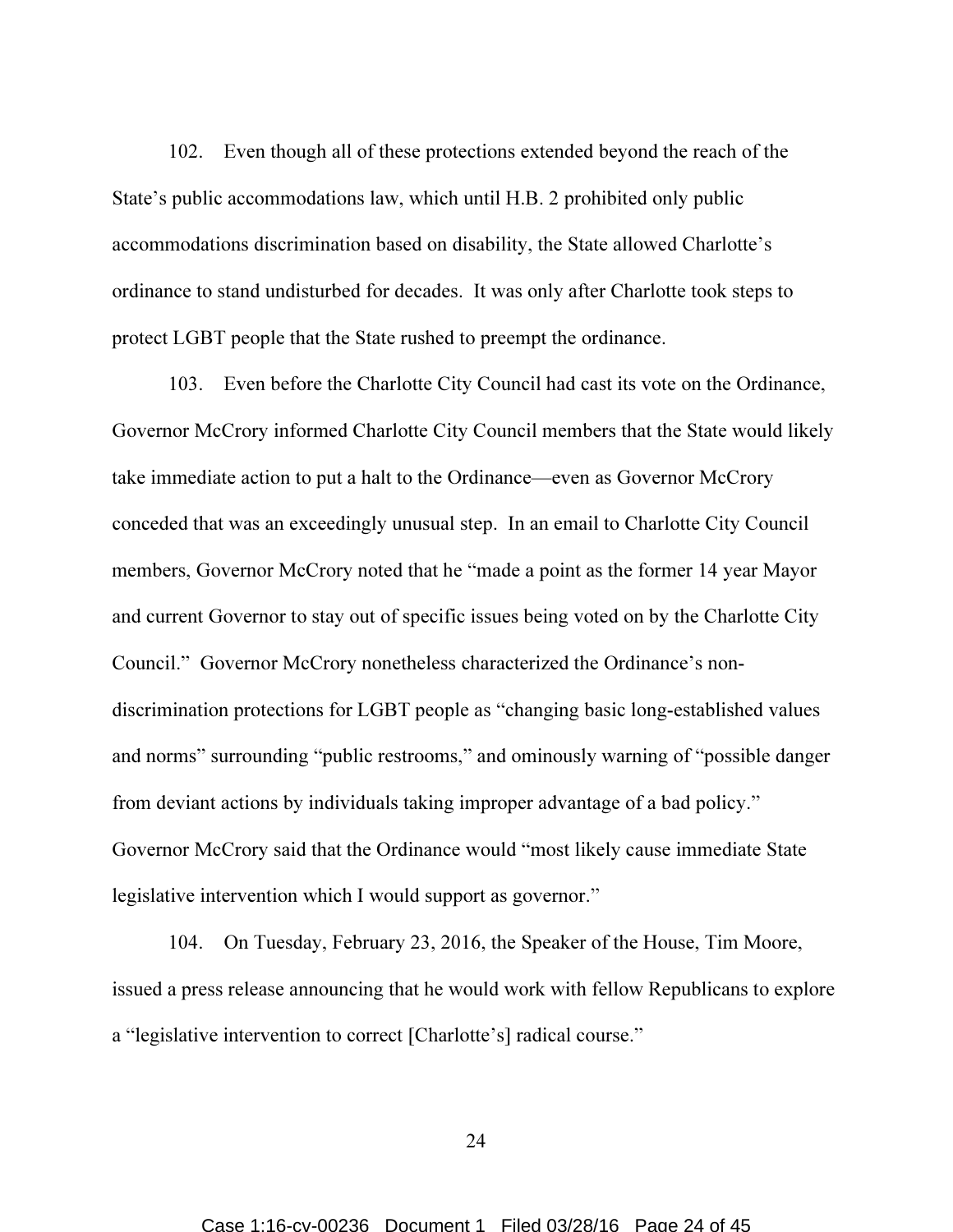102. Even though all of these protections extended beyond the reach of the State's public accommodations law, which until H.B. 2 prohibited only public accommodations discrimination based on disability, the State allowed Charlotte's ordinance to stand undisturbed for decades. It was only after Charlotte took steps to protect LGBT people that the State rushed to preempt the ordinance.

103. Even before the Charlotte City Council had cast its vote on the Ordinance, Governor McCrory informed Charlotte City Council members that the State would likely take immediate action to put a halt to the Ordinance—even as Governor McCrory conceded that was an exceedingly unusual step. In an email to Charlotte City Council members, Governor McCrory noted that he "made a point as the former 14 year Mayor and current Governor to stay out of specific issues being voted on by the Charlotte City Council." Governor McCrory nonetheless characterized the Ordinance's non-discrimination protections for LGBT people as "changing basic long-established values and norms" surrounding "public restrooms," and ominously warning of "possible danger from deviant actions by individuals taking improper advantage of a bad policy." Governor McCrory said that the Ordinance would "most likely cause immediate State legislative intervention which I would support as governor."

104. On Tuesday, February 23, 2016, the Speaker of the House, Tim Moore, issued a press release announcing that he would work with fellow Republicans to explore a "legislative intervention to correct [Charlotte's] radical course."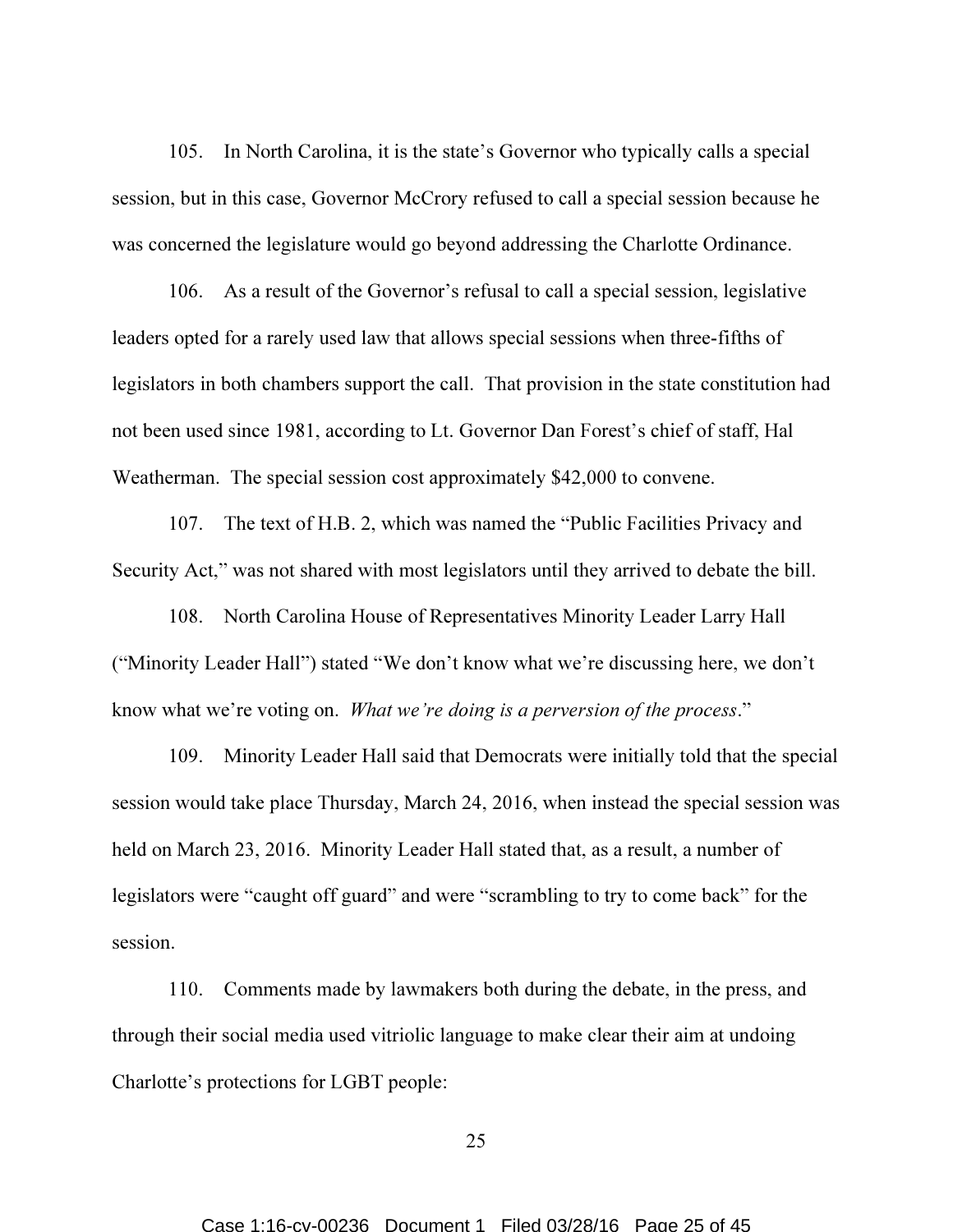105. In North Carolina, it is the state's Governor who typically calls a special session, but in this case, Governor McCrory refused to call a special session because he was concerned the legislature would go beyond addressing the Charlotte Ordinance.

106. As a result of the Governor's refusal to call a special session, legislative leaders opted for a rarely used law that allows special sessions when three-fifths of legislators in both chambers support the call. That provision in the state constitution had not been used since 1981, according to Lt. Governor Dan Forest's chief of staff, Hal Weatherman. The special session cost approximately $42,000 to convene.

107. The text of H.B. 2, which was named the "Public Facilities Privacy and Security Act," was not shared with most legislators until they arrived to debate the bill.

108. North Carolina House of Representatives Minority Leader Larry Hall ("Minority Leader Hall") stated "We don't know what we're discussing here, we don't know what we're voting on. *What we're doing is a perversion of the process*."

109. Minority Leader Hall said that Democrats were initially told that the special session would take place Thursday, March 24, 2016, when instead the special session was held on March 23, 2016. Minority Leader Hall stated that, as a result, a number of legislators were "caught off guard" and were "scrambling to try to come back" for the session.

110. Comments made by lawmakers both during the debate, in the press, and through their social media used vitriolic language to make clear their aim at undoing Charlotte's protections for LGBT people: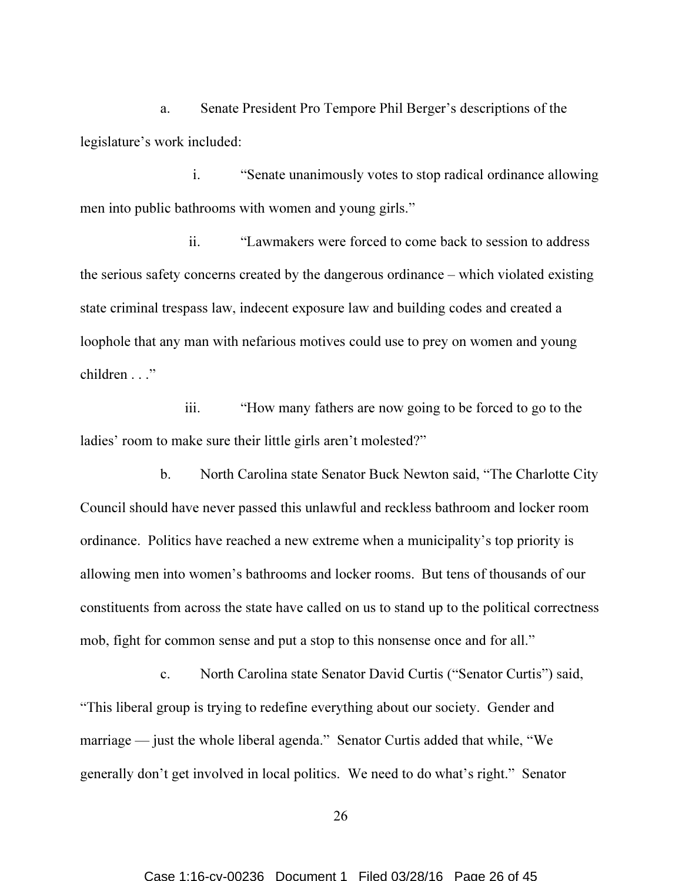a. Senate President Pro Tempore Phil Berger's descriptions of the legislature's work included:

i. "Senate unanimously votes to stop radical ordinance allowing men into public bathrooms with women and young girls."

ii. "Lawmakers were forced to come back to session to address the serious safety concerns created by the dangerous ordinance – which violated existing state criminal trespass law, indecent exposure law and building codes and created a loophole that any man with nefarious motives could use to prey on women and young children . . ."

iii. "How many fathers are now going to be forced to go to the ladies' room to make sure their little girls aren't molested?"

b. North Carolina state Senator Buck Newton said, "The Charlotte City Council should have never passed this unlawful and reckless bathroom and locker room ordinance. Politics have reached a new extreme when a municipality's top priority is allowing men into women's bathrooms and locker rooms. But tens of thousands of our constituents from across the state have called on us to stand up to the political correctness mob, fight for common sense and put a stop to this nonsense once and for all."

c. North Carolina state Senator David Curtis ("Senator Curtis") said, "This liberal group is trying to redefine everything about our society. Gender and marriage — just the whole liberal agenda." Senator Curtis added that while, "We generally don't get involved in local politics. We need to do what's right." Senator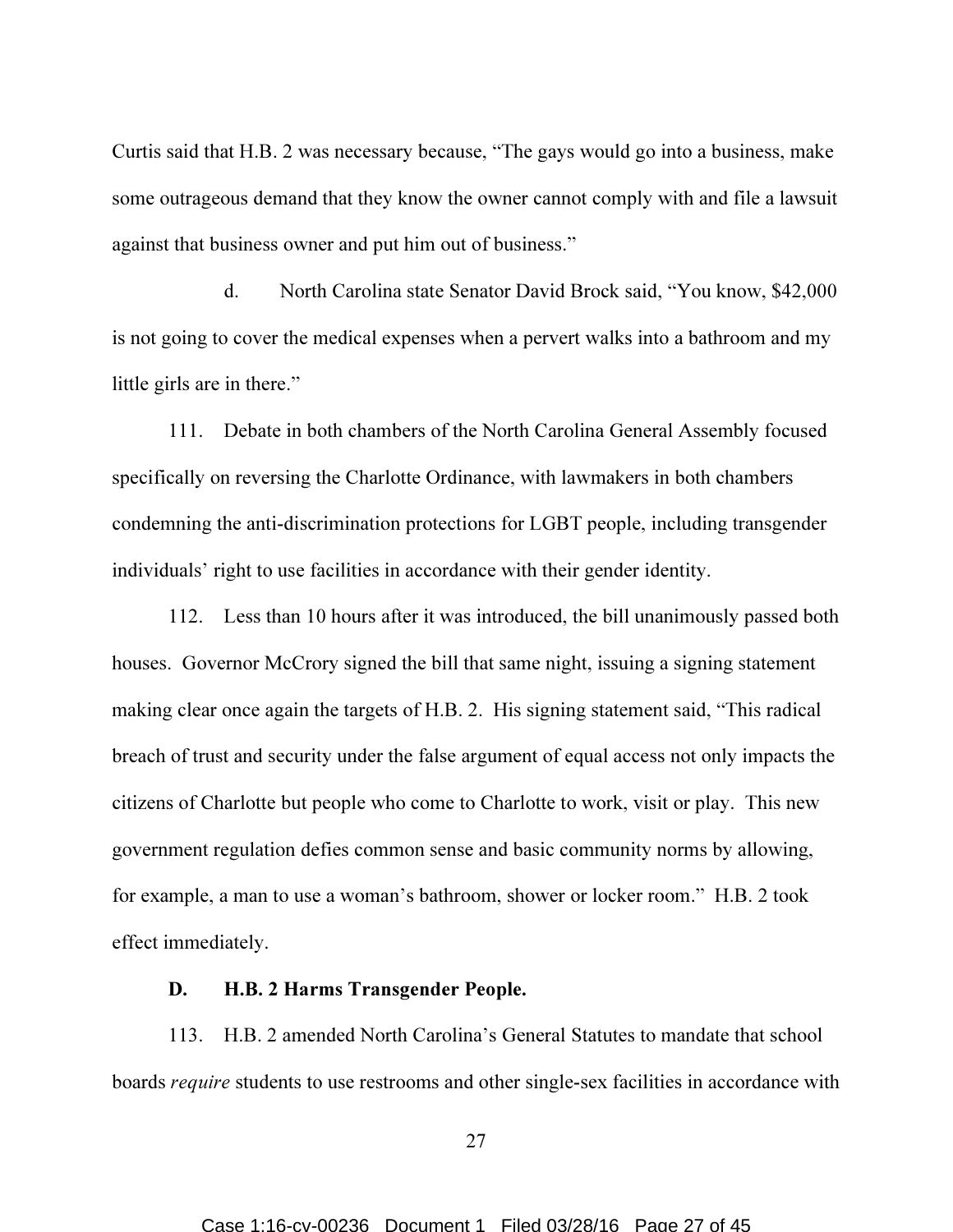Curtis said that H.B. 2 was necessary because, "The gays would go into a business, make some outrageous demand that they know the owner cannot comply with and file a lawsuit against that business owner and put him out of business."

d. North Carolina state Senator David Brock said, "You know, $42,000 is not going to cover the medical expenses when a pervert walks into a bathroom and my little girls are in there."

111. Debate in both chambers of the North Carolina General Assembly focused specifically on reversing the Charlotte Ordinance, with lawmakers in both chambers condemning the anti-discrimination protections for LGBT people, including transgender individuals' right to use facilities in accordance with their gender identity.

112. Less than 10 hours after it was introduced, the bill unanimously passed both houses. Governor McCrory signed the bill that same night, issuing a signing statement making clear once again the targets of H.B. 2. His signing statement said, "This radical breach of trust and security under the false argument of equal access not only impacts the citizens of Charlotte but people who come to Charlotte to work, visit or play. This new government regulation defies common sense and basic community norms by allowing, for example, a man to use a woman's bathroom, shower or locker room." H.B. 2 took effect immediately.

### D. H.B. 2 Harms Transgender People.

113. H.B. 2 amended North Carolina's General Statutes to mandate that school boards *require* students to use restrooms and other single-sex facilities in accordance with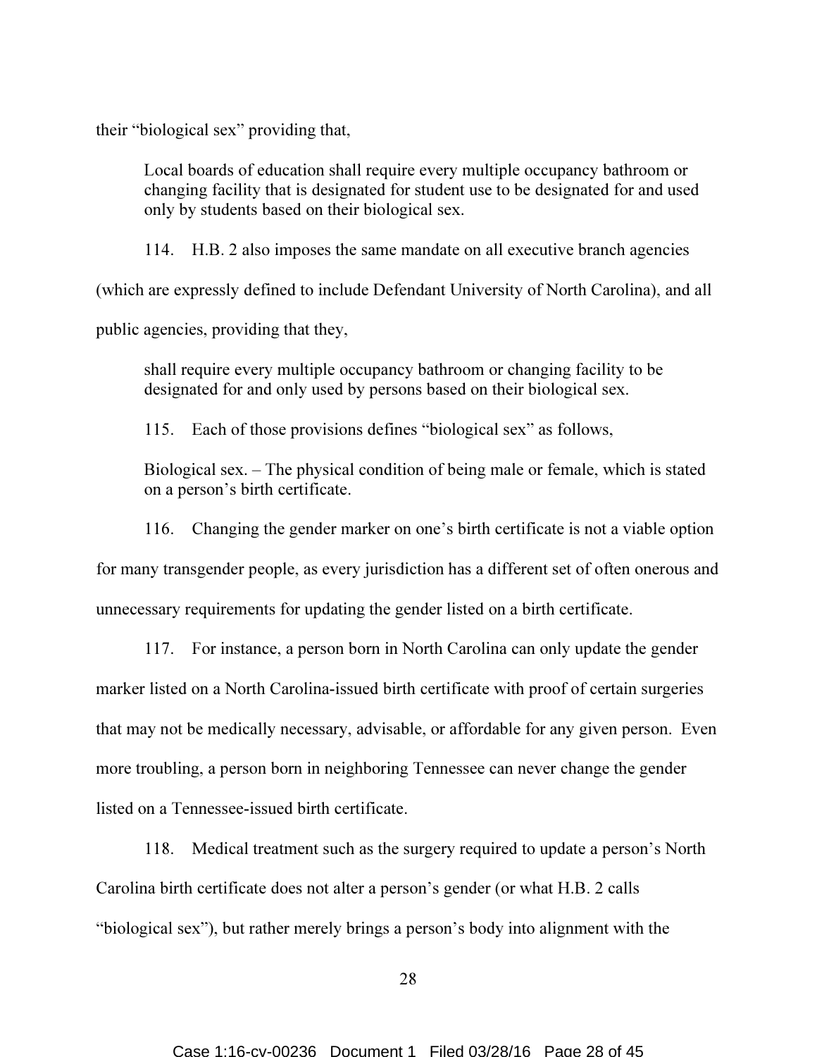their “biological sex” providing that,

> Local boards of education shall require every multiple occupancy bathroom or changing facility that is designated for student use to be designated for and used only by students based on their biological sex.

114. H.B. 2 also imposes the same mandate on all executive branch agencies (which are expressly defined to include Defendant University of North Carolina), and all public agencies, providing that they,

> shall require every multiple occupancy bathroom or changing facility to be designated for and only used by persons based on their biological sex.

115. Each of those provisions defines “biological sex” as follows,

> Biological sex. – The physical condition of being male or female, which is stated on a person’s birth certificate.

116. Changing the gender marker on one’s birth certificate is not a viable option for many transgender people, as every jurisdiction has a different set of often onerous and unnecessary requirements for updating the gender listed on a birth certificate.

117. For instance, a person born in North Carolina can only update the gender marker listed on a North Carolina-issued birth certificate with proof of certain surgeries that may not be medically necessary, advisable, or affordable for any given person. Even more troubling, a person born in neighboring Tennessee can never change the gender listed on a Tennessee-issued birth certificate.

118. Medical treatment such as the surgery required to update a person’s North Carolina birth certificate does not alter a person’s gender (or what H.B. 2 calls “biological sex”), but rather merely brings a person’s body into alignment with the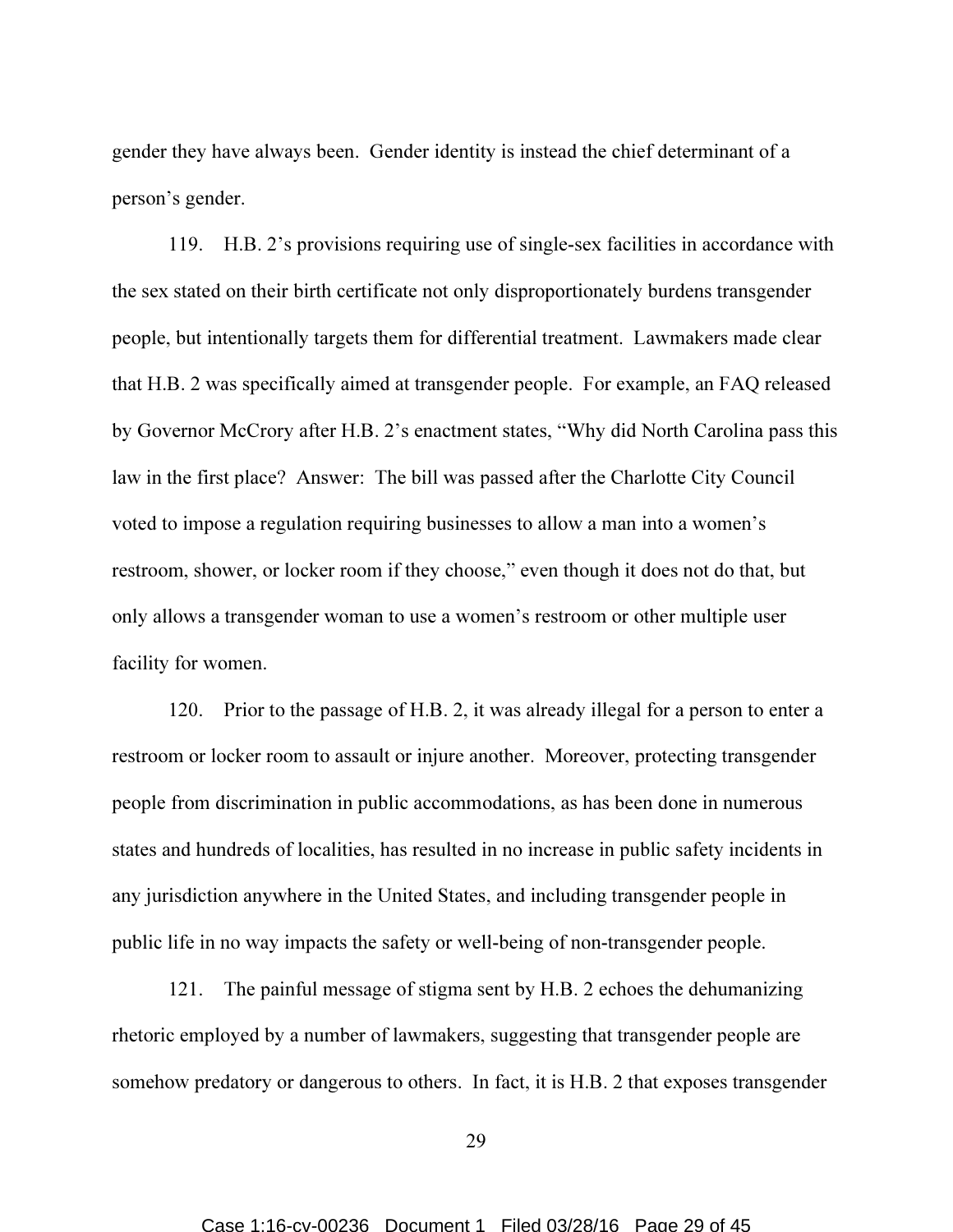gender they have always been. Gender identity is instead the chief determinant of a person's gender.

119. H.B. 2's provisions requiring use of single-sex facilities in accordance with the sex stated on their birth certificate not only disproportionately burdens transgender people, but intentionally targets them for differential treatment. Lawmakers made clear that H.B. 2 was specifically aimed at transgender people. For example, an FAQ released by Governor McCrory after H.B. 2's enactment states, "Why did North Carolina pass this law in the first place? Answer: The bill was passed after the Charlotte City Council voted to impose a regulation requiring businesses to allow a man into a women's restroom, shower, or locker room if they choose," even though it does not do that, but only allows a transgender woman to use a women's restroom or other multiple user facility for women.

120. Prior to the passage of H.B. 2, it was already illegal for a person to enter a restroom or locker room to assault or injure another. Moreover, protecting transgender people from discrimination in public accommodations, as has been done in numerous states and hundreds of localities, has resulted in no increase in public safety incidents in any jurisdiction anywhere in the United States, and including transgender people in public life in no way impacts the safety or well-being of non-transgender people.

121. The painful message of stigma sent by H.B. 2 echoes the dehumanizing rhetoric employed by a number of lawmakers, suggesting that transgender people are somehow predatory or dangerous to others. In fact, it is H.B. 2 that exposes transgender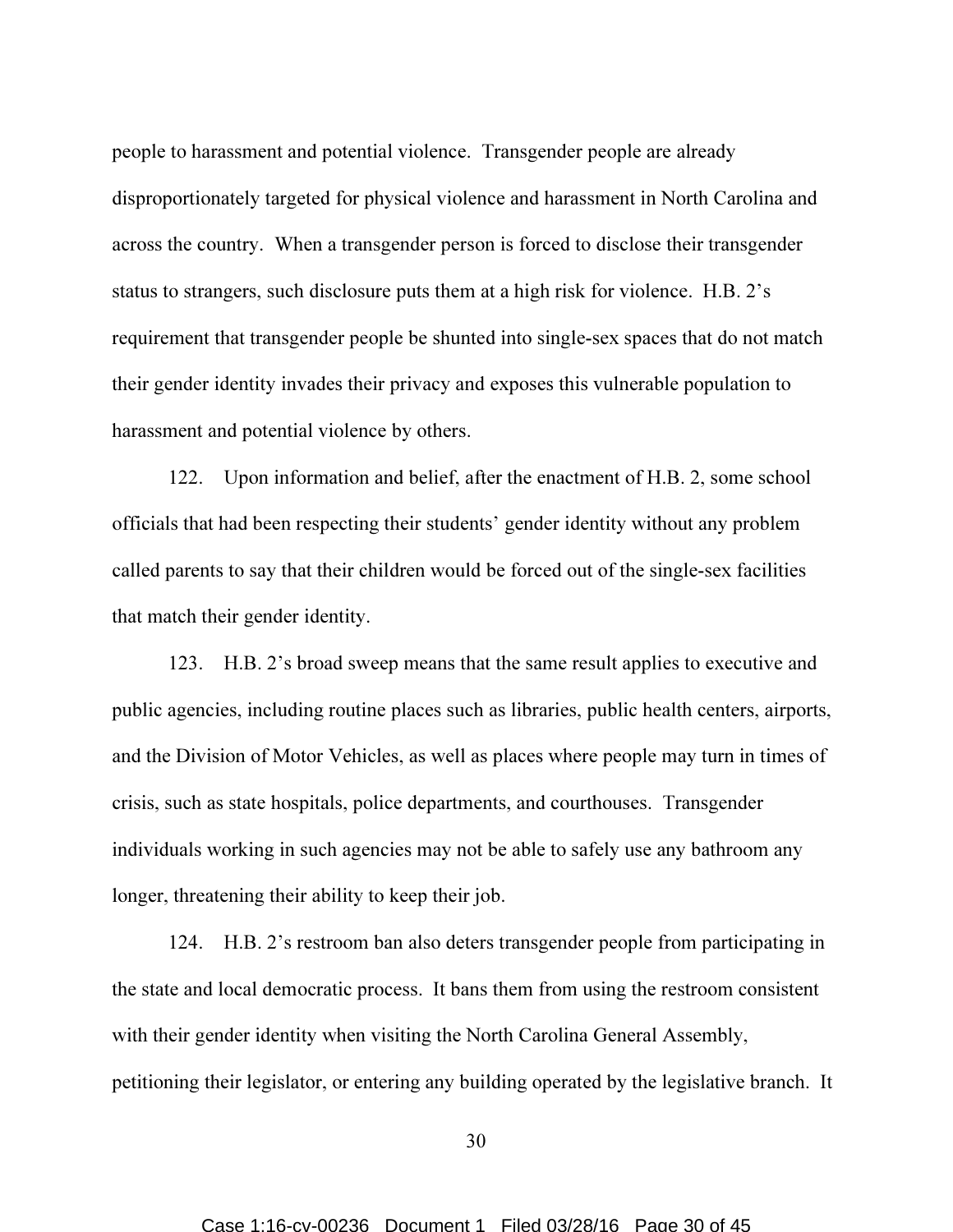people to harassment and potential violence. Transgender people are already disproportionately targeted for physical violence and harassment in North Carolina and across the country. When a transgender person is forced to disclose their transgender status to strangers, such disclosure puts them at a high risk for violence. H.B. 2's requirement that transgender people be shunted into single-sex spaces that do not match their gender identity invades their privacy and exposes this vulnerable population to harassment and potential violence by others.

122. Upon information and belief, after the enactment of H.B. 2, some school officials that had been respecting their students' gender identity without any problem called parents to say that their children would be forced out of the single-sex facilities that match their gender identity.

123. H.B. 2's broad sweep means that the same result applies to executive and public agencies, including routine places such as libraries, public health centers, airports, and the Division of Motor Vehicles, as well as places where people may turn in times of crisis, such as state hospitals, police departments, and courthouses. Transgender individuals working in such agencies may not be able to safely use any bathroom any longer, threatening their ability to keep their job.

124. H.B. 2's restroom ban also deters transgender people from participating in the state and local democratic process. It bans them from using the restroom consistent with their gender identity when visiting the North Carolina General Assembly, petitioning their legislator, or entering any building operated by the legislative branch. It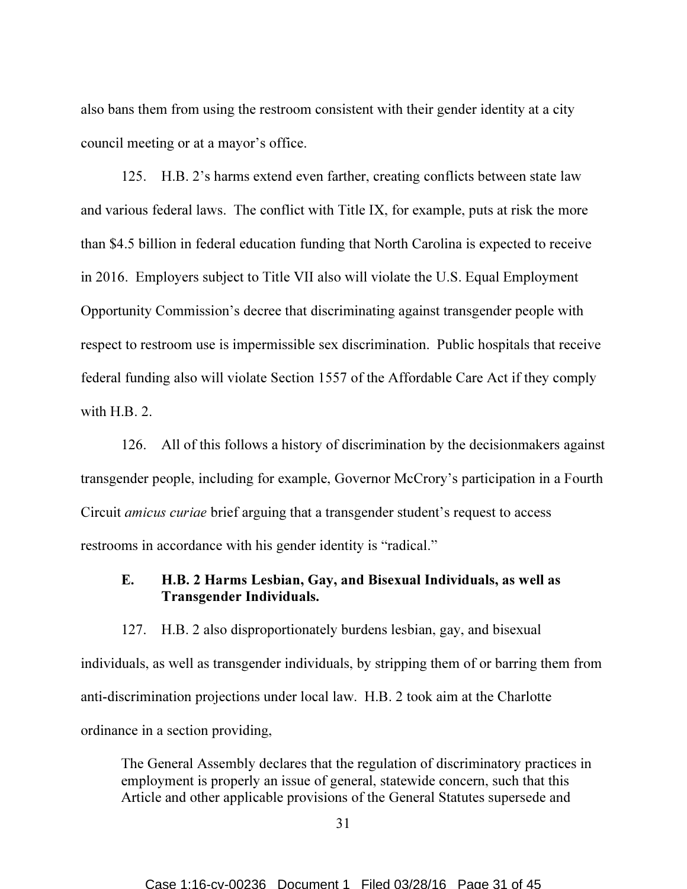also bans them from using the restroom consistent with their gender identity at a city council meeting or at a mayor's office.

125. H.B. 2's harms extend even farther, creating conflicts between state law and various federal laws. The conflict with Title IX, for example, puts at risk the more than $4.5 billion in federal education funding that North Carolina is expected to receive in 2016. Employers subject to Title VII also will violate the U.S. Equal Employment Opportunity Commission's decree that discriminating against transgender people with respect to restroom use is impermissible sex discrimination. Public hospitals that receive federal funding also will violate Section 1557 of the Affordable Care Act if they comply with H.B. 2.

126. All of this follows a history of discrimination by the decisionmakers against transgender people, including for example, Governor McCrory's participation in a Fourth Circuit *amicus curiae* brief arguing that a transgender student's request to access restrooms in accordance with his gender identity is "radical."

### E. H.B. 2 Harms Lesbian, Gay, and Bisexual Individuals, as well as Transgender Individuals.

127. H.B. 2 also disproportionately burdens lesbian, gay, and bisexual individuals, as well as transgender individuals, by stripping them of or barring them from anti-discrimination projections under local law. H.B. 2 took aim at the Charlotte ordinance in a section providing,

> The General Assembly declares that the regulation of discriminatory practices in employment is properly an issue of general, statewide concern, such that this Article and other applicable provisions of the General Statutes supersede and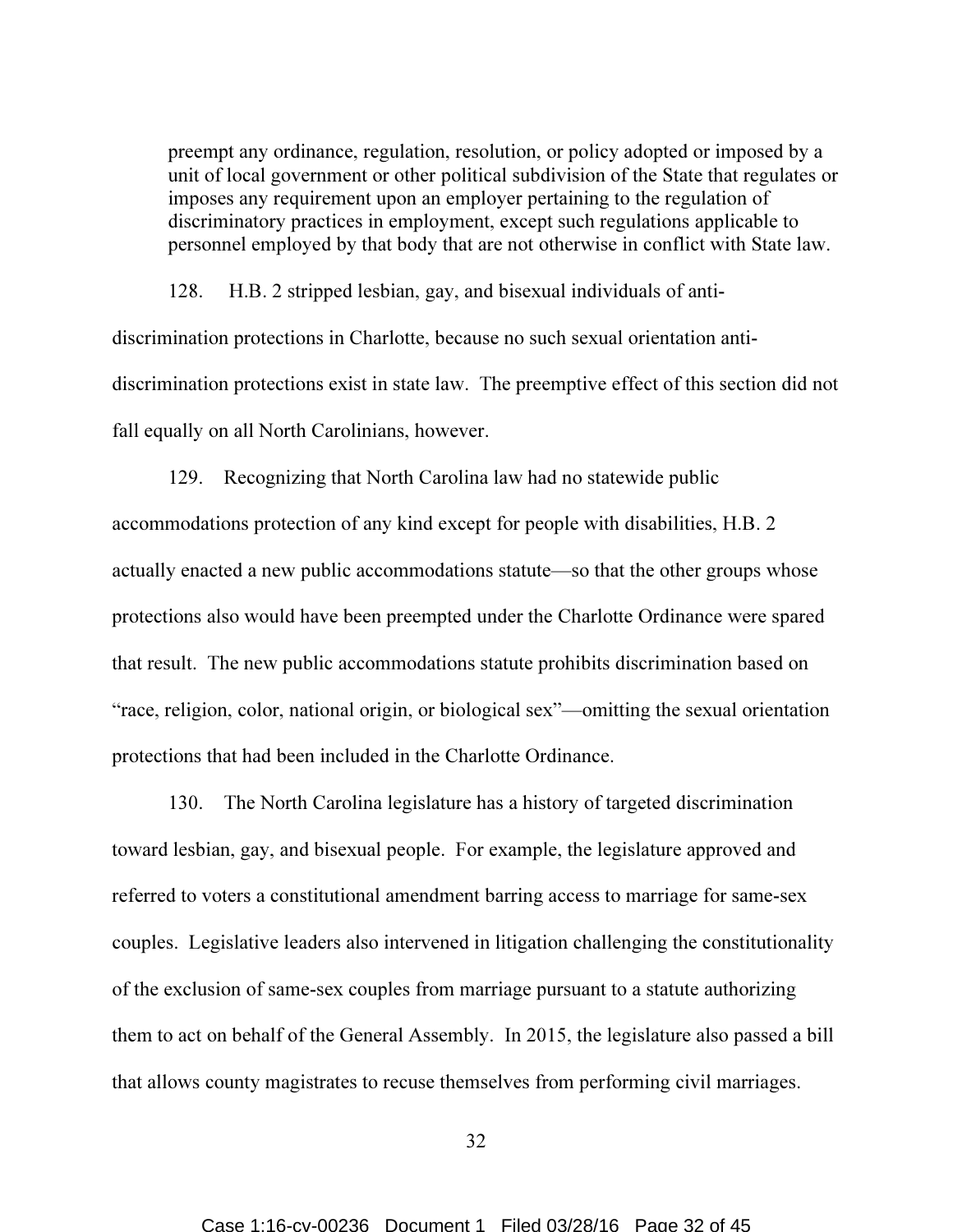> preempt any ordinance, regulation, resolution, or policy adopted or imposed by a unit of local government or other political subdivision of the State that regulates or imposes any requirement upon an employer pertaining to the regulation of discriminatory practices in employment, except such regulations applicable to personnel employed by that body that are not otherwise in conflict with State law.

128. H.B. 2 stripped lesbian, gay, and bisexual individuals of anti-discrimination protections in Charlotte, because no such sexual orientation anti-discrimination protections exist in state law. The preemptive effect of this section did not fall equally on all North Carolinians, however.

129. Recognizing that North Carolina law had no statewide public accommodations protection of any kind except for people with disabilities, H.B. 2 actually enacted a new public accommodations statute—so that the other groups whose protections also would have been preempted under the Charlotte Ordinance were spared that result. The new public accommodations statute prohibits discrimination based on "race, religion, color, national origin, or biological sex"—omitting the sexual orientation protections that had been included in the Charlotte Ordinance.

130. The North Carolina legislature has a history of targeted discrimination toward lesbian, gay, and bisexual people. For example, the legislature approved and referred to voters a constitutional amendment barring access to marriage for same-sex couples. Legislative leaders also intervened in litigation challenging the constitutionality of the exclusion of same-sex couples from marriage pursuant to a statute authorizing them to act on behalf of the General Assembly. In 2015, the legislature also passed a bill that allows county magistrates to recuse themselves from performing civil marriages.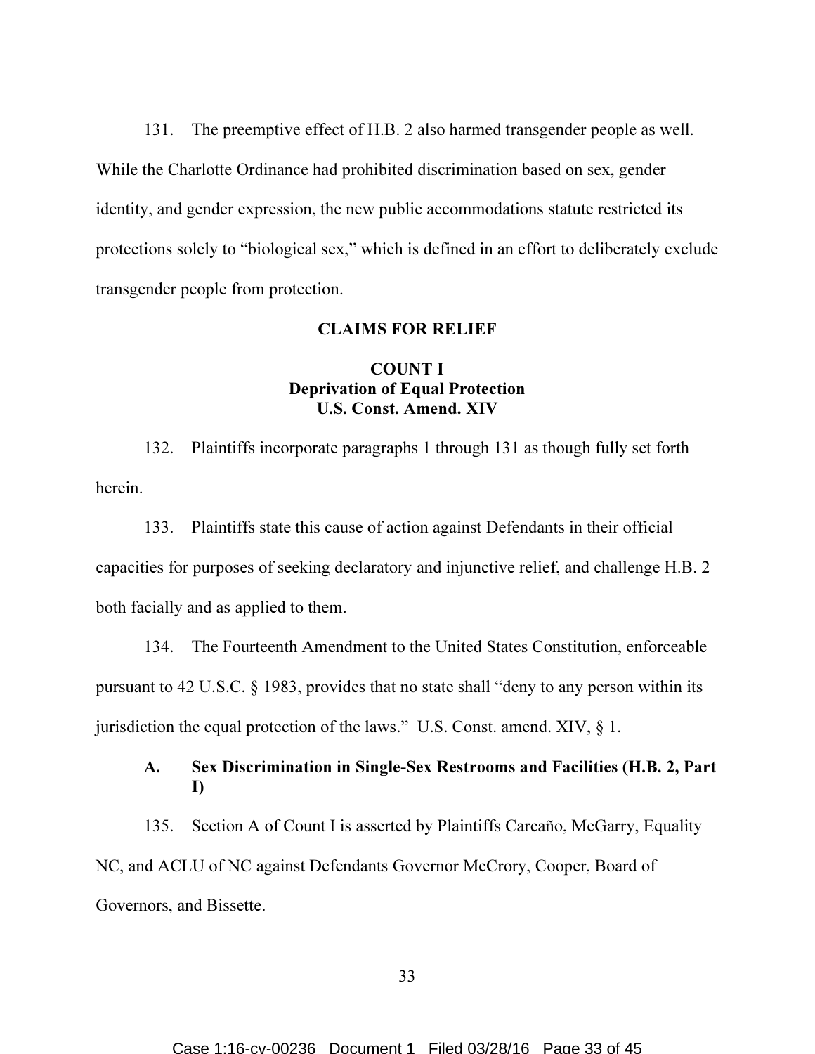131. The preemptive effect of H.B. 2 also harmed transgender people as well. While the Charlotte Ordinance had prohibited discrimination based on sex, gender identity, and gender expression, the new public accommodations statute restricted its protections solely to "biological sex," which is defined in an effort to deliberately exclude transgender people from protection.

## CLAIMS FOR RELIEF

### COUNT I
### Deprivation of Equal Protection
### U.S. Const. Amend. XIV

132. Plaintiffs incorporate paragraphs 1 through 131 as though fully set forth herein.

133. Plaintiffs state this cause of action against Defendants in their official capacities for purposes of seeking declaratory and injunctive relief, and challenge H.B. 2 both facially and as applied to them.

134. The Fourteenth Amendment to the United States Constitution, enforceable pursuant to 42 U.S.C. § 1983, provides that no state shall "deny to any person within its jurisdiction the equal protection of the laws." U.S. Const. amend. XIV, § 1.

#### A. Sex Discrimination in Single-Sex Restrooms and Facilities (H.B. 2, Part I)

135. Section A of Count I is asserted by Plaintiffs Carcaño, McGarry, Equality NC, and ACLU of NC against Defendants Governor McCrory, Cooper, Board of Governors, and Bissette.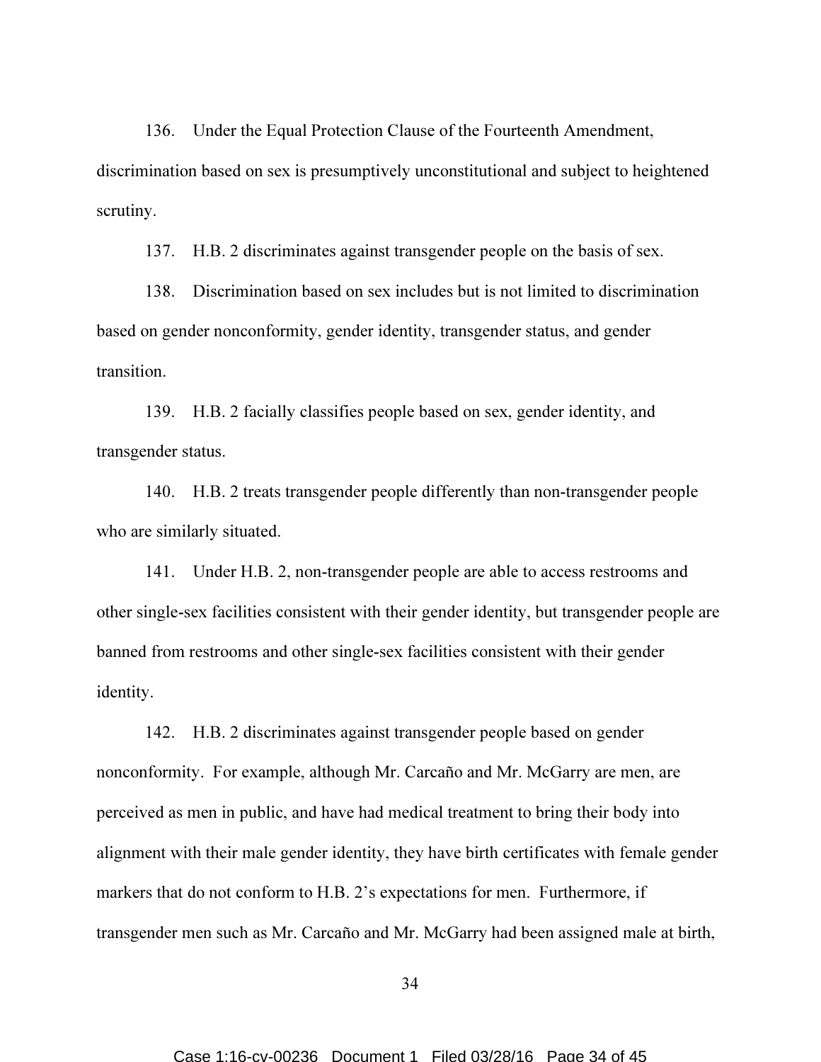136. Under the Equal Protection Clause of the Fourteenth Amendment, discrimination based on sex is presumptively unconstitutional and subject to heightened scrutiny.

137. H.B. 2 discriminates against transgender people on the basis of sex.

138. Discrimination based on sex includes but is not limited to discrimination based on gender nonconformity, gender identity, transgender status, and gender transition.

139. H.B. 2 facially classifies people based on sex, gender identity, and transgender status.

140. H.B. 2 treats transgender people differently than non-transgender people who are similarly situated.

141. Under H.B. 2, non-transgender people are able to access restrooms and other single-sex facilities consistent with their gender identity, but transgender people are banned from restrooms and other single-sex facilities consistent with their gender identity.

142. H.B. 2 discriminates against transgender people based on gender nonconformity. For example, although Mr. Carcaño and Mr. McGarry are men, are perceived as men in public, and have had medical treatment to bring their body into alignment with their male gender identity, they have birth certificates with female gender markers that do not conform to H.B. 2's expectations for men. Furthermore, if transgender men such as Mr. Carcaño and Mr. McGarry had been assigned male at birth,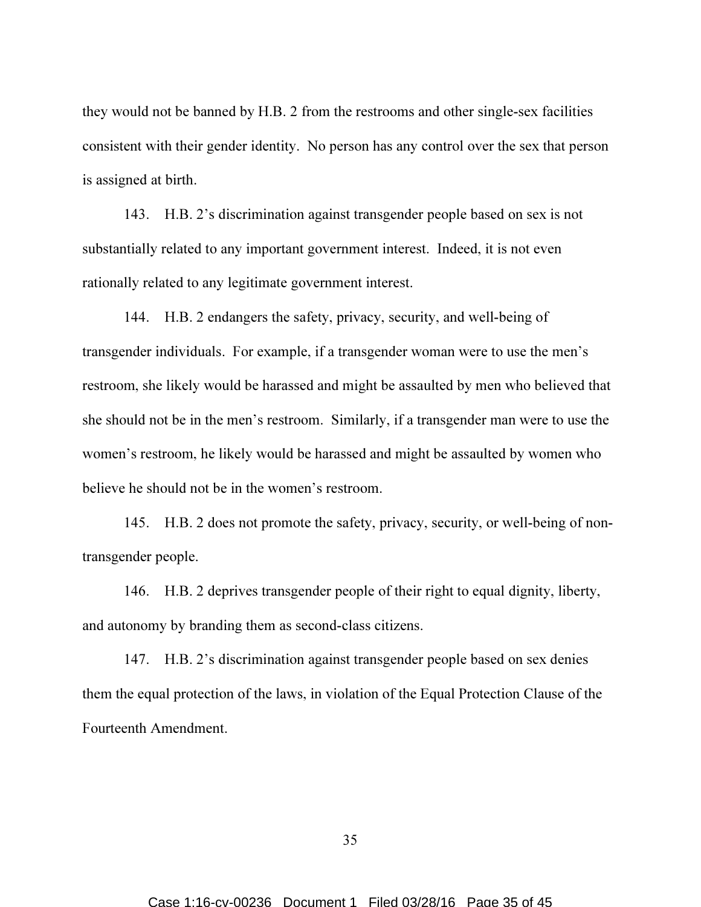they would not be banned by H.B. 2 from the restrooms and other single-sex facilities consistent with their gender identity. No person has any control over the sex that person is assigned at birth.

143. H.B. 2's discrimination against transgender people based on sex is not substantially related to any important government interest. Indeed, it is not even rationally related to any legitimate government interest.

144. H.B. 2 endangers the safety, privacy, security, and well-being of transgender individuals. For example, if a transgender woman were to use the men's restroom, she likely would be harassed and might be assaulted by men who believed that she should not be in the men's restroom. Similarly, if a transgender man were to use the women's restroom, he likely would be harassed and might be assaulted by women who believe he should not be in the women's restroom.

145. H.B. 2 does not promote the safety, privacy, security, or well-being of non-transgender people.

146. H.B. 2 deprives transgender people of their right to equal dignity, liberty, and autonomy by branding them as second-class citizens.

147. H.B. 2's discrimination against transgender people based on sex denies them the equal protection of the laws, in violation of the Equal Protection Clause of the Fourteenth Amendment.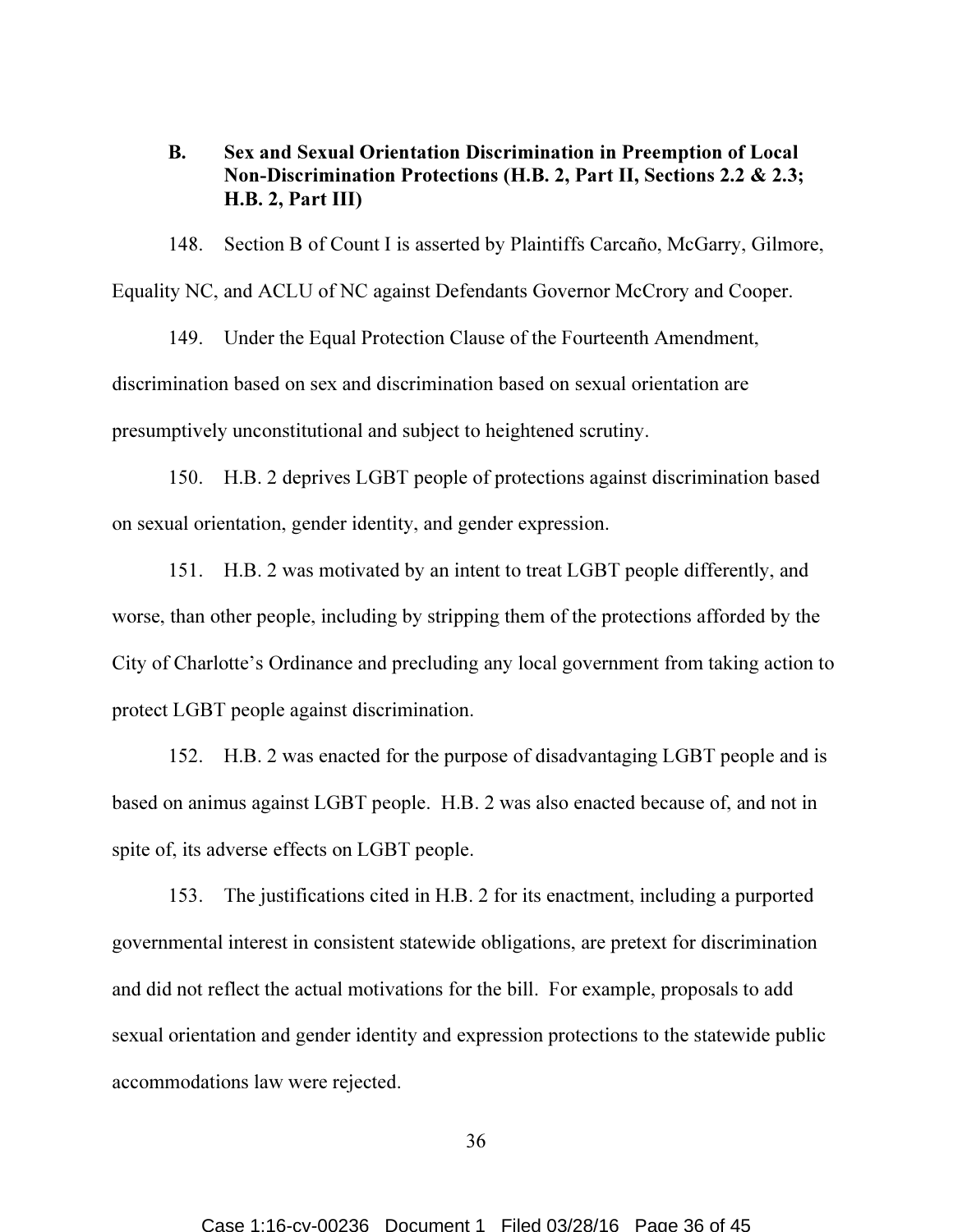### B. Sex and Sexual Orientation Discrimination in Preemption of Local Non-Discrimination Protections (H.B. 2, Part II, Sections 2.2 & 2.3; H.B. 2, Part III)

148. Section B of Count I is asserted by Plaintiffs Carcaño, McGarry, Gilmore, Equality NC, and ACLU of NC against Defendants Governor McCrory and Cooper.

149. Under the Equal Protection Clause of the Fourteenth Amendment, discrimination based on sex and discrimination based on sexual orientation are presumptively unconstitutional and subject to heightened scrutiny.

150. H.B. 2 deprives LGBT people of protections against discrimination based on sexual orientation, gender identity, and gender expression.

151. H.B. 2 was motivated by an intent to treat LGBT people differently, and worse, than other people, including by stripping them of the protections afforded by the City of Charlotte's Ordinance and precluding any local government from taking action to protect LGBT people against discrimination.

152. H.B. 2 was enacted for the purpose of disadvantaging LGBT people and is based on animus against LGBT people. H.B. 2 was also enacted because of, and not in spite of, its adverse effects on LGBT people.

153. The justifications cited in H.B. 2 for its enactment, including a purported governmental interest in consistent statewide obligations, are pretext for discrimination and did not reflect the actual motivations for the bill. For example, proposals to add sexual orientation and gender identity and expression protections to the statewide public accommodations law were rejected.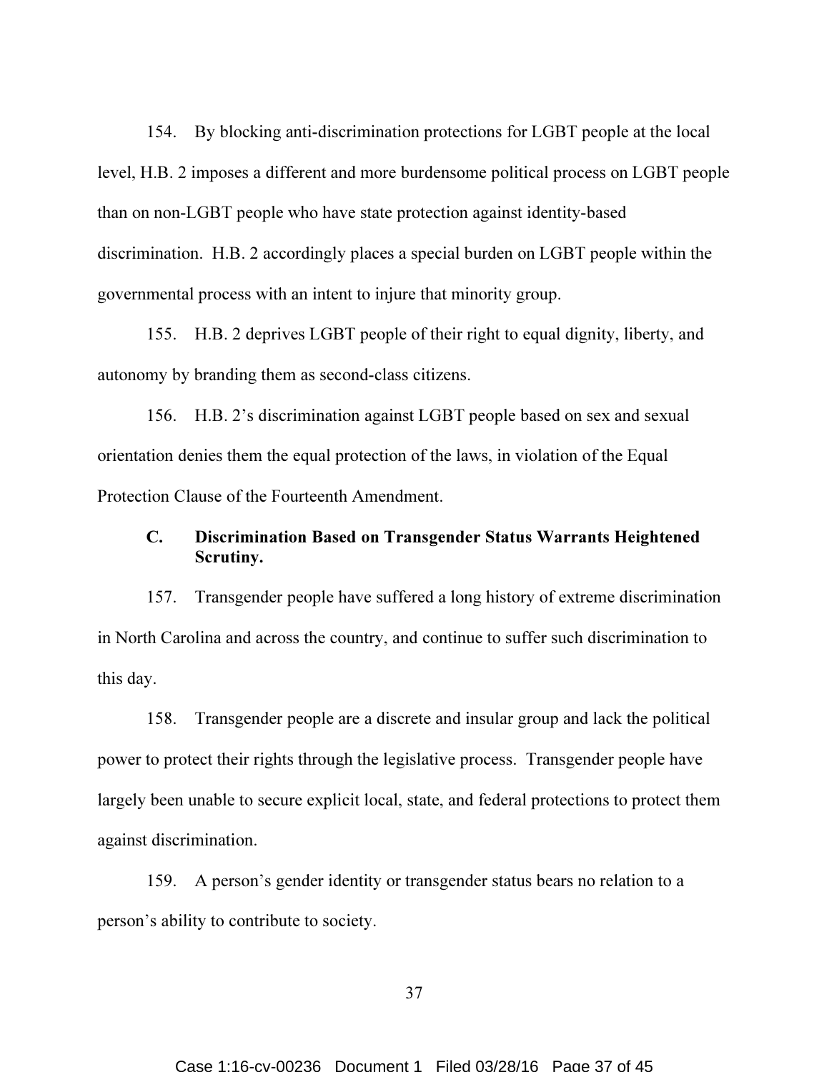154. By blocking anti-discrimination protections for LGBT people at the local level, H.B. 2 imposes a different and more burdensome political process on LGBT people than on non-LGBT people who have state protection against identity-based discrimination. H.B. 2 accordingly places a special burden on LGBT people within the governmental process with an intent to injure that minority group.

155. H.B. 2 deprives LGBT people of their right to equal dignity, liberty, and autonomy by branding them as second-class citizens.

156. H.B. 2's discrimination against LGBT people based on sex and sexual orientation denies them the equal protection of the laws, in violation of the Equal Protection Clause of the Fourteenth Amendment.

### C. Discrimination Based on Transgender Status Warrants Heightened Scrutiny.

157. Transgender people have suffered a long history of extreme discrimination in North Carolina and across the country, and continue to suffer such discrimination to this day.

158. Transgender people are a discrete and insular group and lack the political power to protect their rights through the legislative process. Transgender people have largely been unable to secure explicit local, state, and federal protections to protect them against discrimination.

159. A person's gender identity or transgender status bears no relation to a person's ability to contribute to society.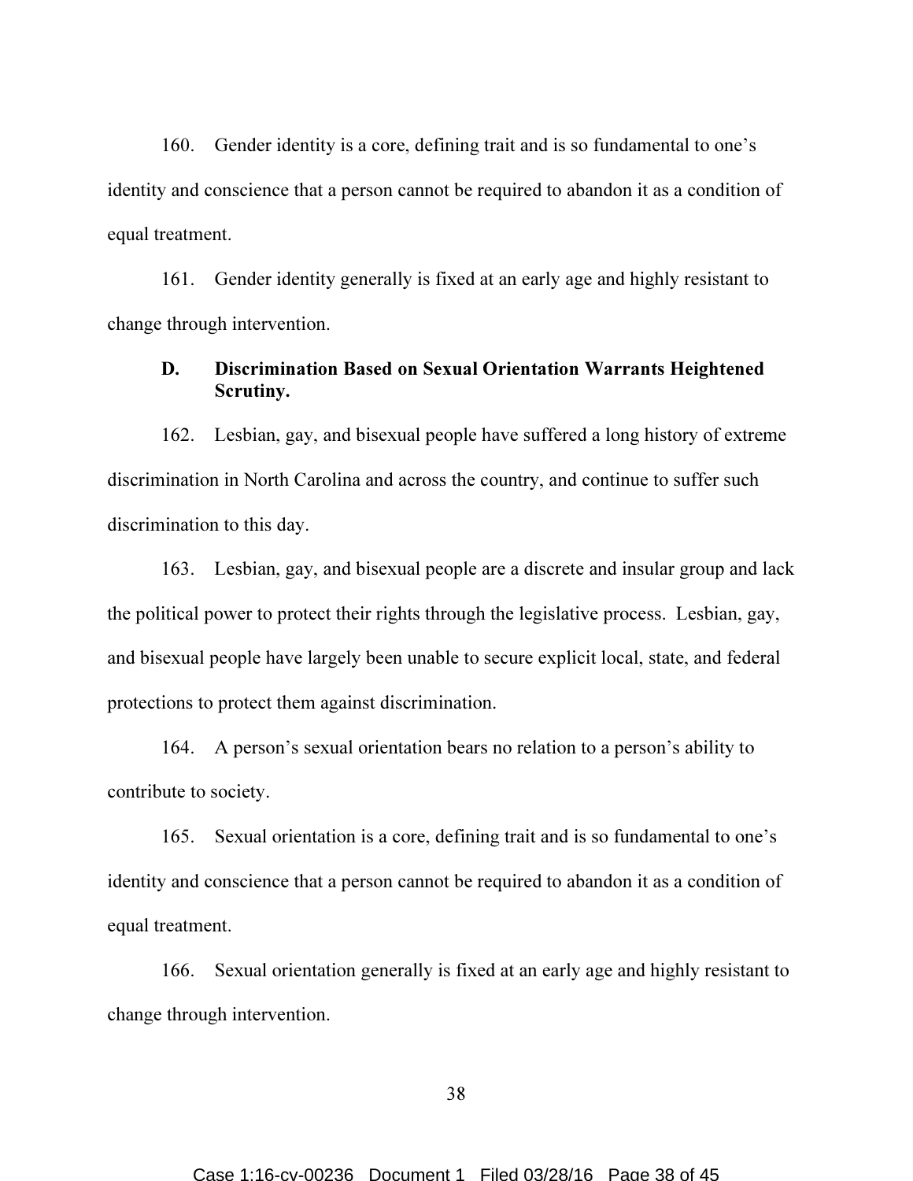160. Gender identity is a core, defining trait and is so fundamental to one's identity and conscience that a person cannot be required to abandon it as a condition of equal treatment.

161. Gender identity generally is fixed at an early age and highly resistant to change through intervention.

### D. Discrimination Based on Sexual Orientation Warrants Heightened Scrutiny.

162. Lesbian, gay, and bisexual people have suffered a long history of extreme discrimination in North Carolina and across the country, and continue to suffer such discrimination to this day.

163. Lesbian, gay, and bisexual people are a discrete and insular group and lack the political power to protect their rights through the legislative process. Lesbian, gay, and bisexual people have largely been unable to secure explicit local, state, and federal protections to protect them against discrimination.

164. A person's sexual orientation bears no relation to a person's ability to contribute to society.

165. Sexual orientation is a core, defining trait and is so fundamental to one's identity and conscience that a person cannot be required to abandon it as a condition of equal treatment.

166. Sexual orientation generally is fixed at an early age and highly resistant to change through intervention.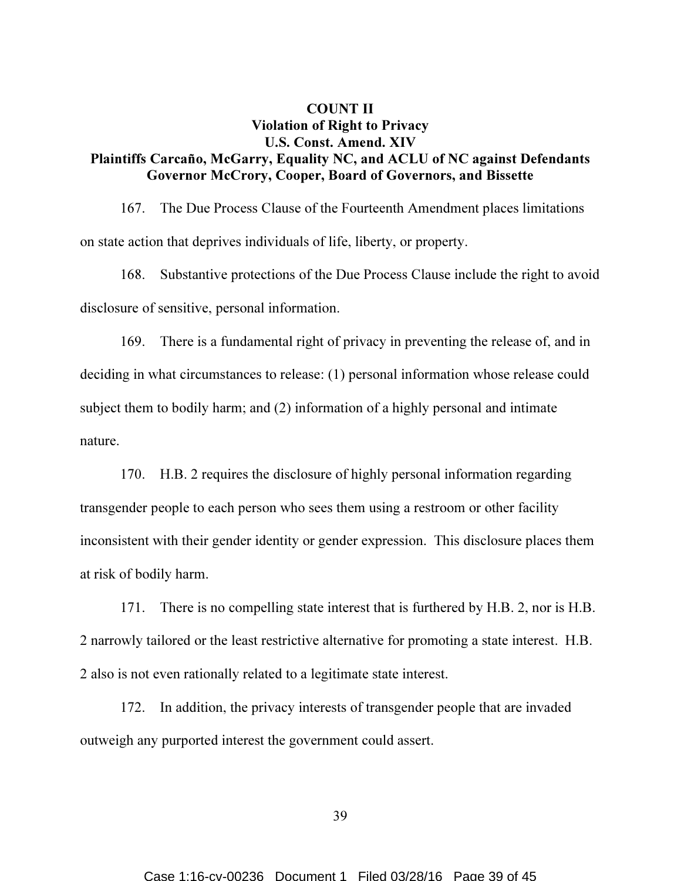**COUNT II**
**Violation of Right to Privacy**
**U.S. Const. Amend. XIV**
**Plaintiffs Carcaño, McGarry, Equality NC, and ACLU of NC against Defendants Governor McCrory, Cooper, Board of Governors, and Bissette**

167. The Due Process Clause of the Fourteenth Amendment places limitations on state action that deprives individuals of life, liberty, or property.

168. Substantive protections of the Due Process Clause include the right to avoid disclosure of sensitive, personal information.

169. There is a fundamental right of privacy in preventing the release of, and in deciding in what circumstances to release: (1) personal information whose release could subject them to bodily harm; and (2) information of a highly personal and intimate nature.

170. H.B. 2 requires the disclosure of highly personal information regarding transgender people to each person who sees them using a restroom or other facility inconsistent with their gender identity or gender expression. This disclosure places them at risk of bodily harm.

171. There is no compelling state interest that is furthered by H.B. 2, nor is H.B. 2 narrowly tailored or the least restrictive alternative for promoting a state interest. H.B. 2 also is not even rationally related to a legitimate state interest.

172. In addition, the privacy interests of transgender people that are invaded outweigh any purported interest the government could assert.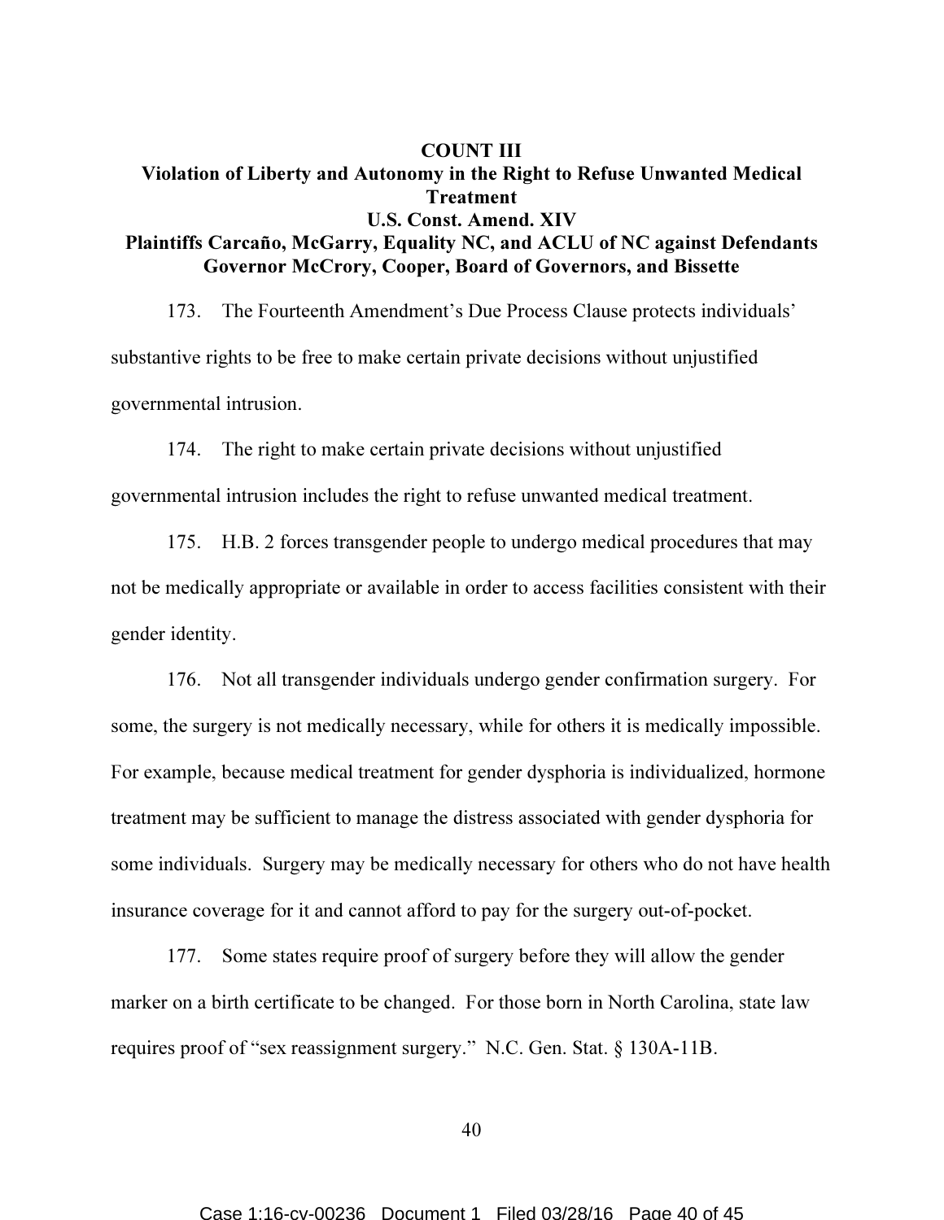**COUNT III**

**Violation of Liberty and Autonomy in the Right to Refuse Unwanted Medical Treatment**

**U.S. Const. Amend. XIV**

**Plaintiffs Carcaño, McGarry, Equality NC, and ACLU of NC against Defendants Governor McCrory, Cooper, Board of Governors, and Bissette**

173. The Fourteenth Amendment's Due Process Clause protects individuals' substantive rights to be free to make certain private decisions without unjustified governmental intrusion.

174. The right to make certain private decisions without unjustified governmental intrusion includes the right to refuse unwanted medical treatment.

175. H.B. 2 forces transgender people to undergo medical procedures that may not be medically appropriate or available in order to access facilities consistent with their gender identity.

176. Not all transgender individuals undergo gender confirmation surgery. For some, the surgery is not medically necessary, while for others it is medically impossible. For example, because medical treatment for gender dysphoria is individualized, hormone treatment may be sufficient to manage the distress associated with gender dysphoria for some individuals. Surgery may be medically necessary for others who do not have health insurance coverage for it and cannot afford to pay for the surgery out-of-pocket.

177. Some states require proof of surgery before they will allow the gender marker on a birth certificate to be changed. For those born in North Carolina, state law requires proof of "sex reassignment surgery." N.C. Gen. Stat. § 130A-11B.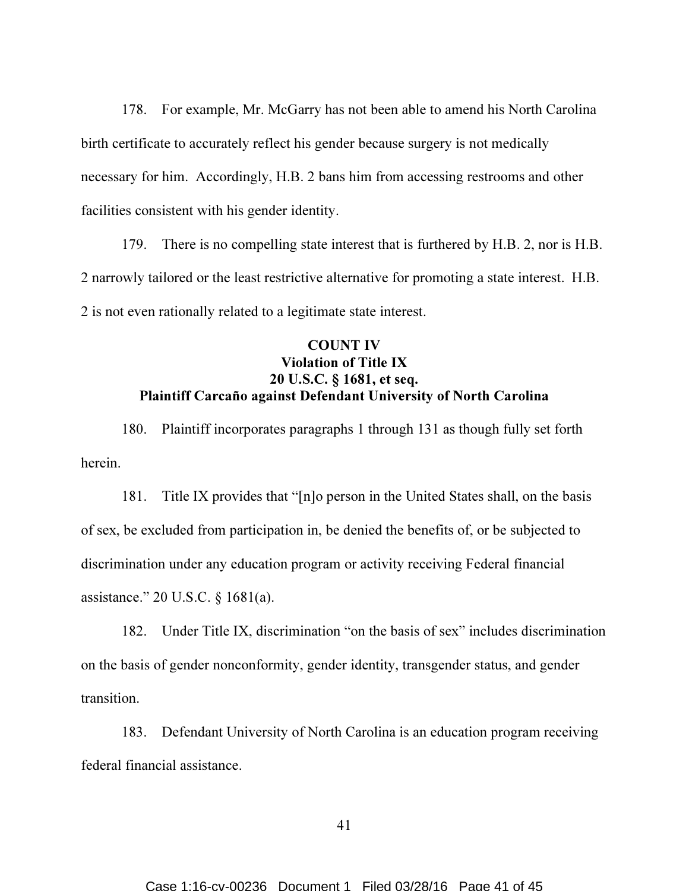178. For example, Mr. McGarry has not been able to amend his North Carolina birth certificate to accurately reflect his gender because surgery is not medically necessary for him. Accordingly, H.B. 2 bans him from accessing restrooms and other facilities consistent with his gender identity.

179. There is no compelling state interest that is furthered by H.B. 2, nor is H.B. 2 narrowly tailored or the least restrictive alternative for promoting a state interest. H.B. 2 is not even rationally related to a legitimate state interest.

**COUNT IV**
**Violation of Title IX**
**20 U.S.C. § 1681, et seq.**
**Plaintiff Carcaño against Defendant University of North Carolina**

180. Plaintiff incorporates paragraphs 1 through 131 as though fully set forth herein.

181. Title IX provides that "[n]o person in the United States shall, on the basis of sex, be excluded from participation in, be denied the benefits of, or be subjected to discrimination under any education program or activity receiving Federal financial assistance." 20 U.S.C. § 1681(a).

182. Under Title IX, discrimination "on the basis of sex" includes discrimination on the basis of gender nonconformity, gender identity, transgender status, and gender transition.

183. Defendant University of North Carolina is an education program receiving federal financial assistance.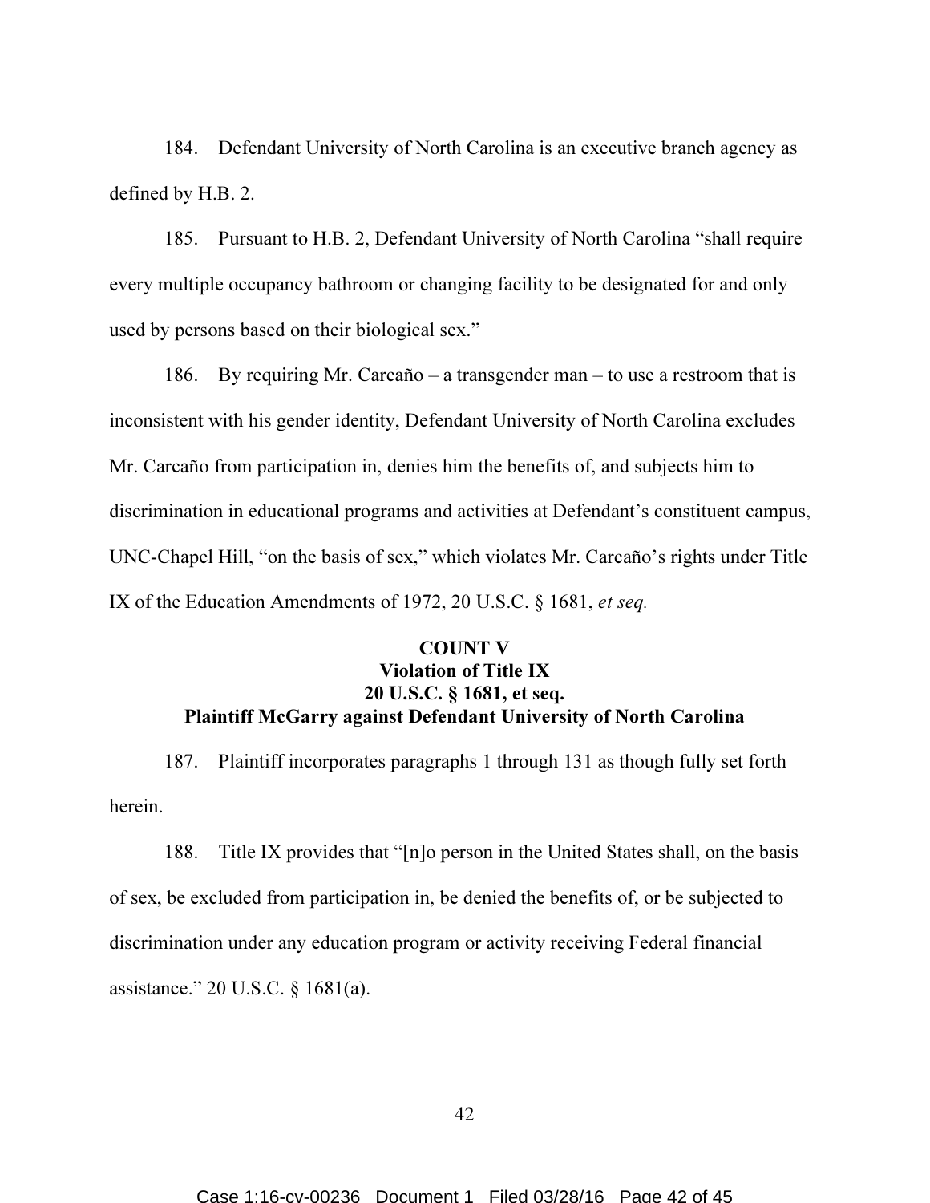184. Defendant University of North Carolina is an executive branch agency as defined by H.B. 2.

185. Pursuant to H.B. 2, Defendant University of North Carolina "shall require every multiple occupancy bathroom or changing facility to be designated for and only used by persons based on their biological sex."

186. By requiring Mr. Carcaño – a transgender man – to use a restroom that is inconsistent with his gender identity, Defendant University of North Carolina excludes Mr. Carcaño from participation in, denies him the benefits of, and subjects him to discrimination in educational programs and activities at Defendant's constituent campus, UNC-Chapel Hill, "on the basis of sex," which violates Mr. Carcaño's rights under Title IX of the Education Amendments of 1972, 20 U.S.C. § 1681, *et seq.*

**COUNT V**
**Violation of Title IX**
**20 U.S.C. § 1681, et seq.**
**Plaintiff McGarry against Defendant University of North Carolina**

187. Plaintiff incorporates paragraphs 1 through 131 as though fully set forth herein.

188. Title IX provides that "[n]o person in the United States shall, on the basis of sex, be excluded from participation in, be denied the benefits of, or be subjected to discrimination under any education program or activity receiving Federal financial assistance." 20 U.S.C. § 1681(a).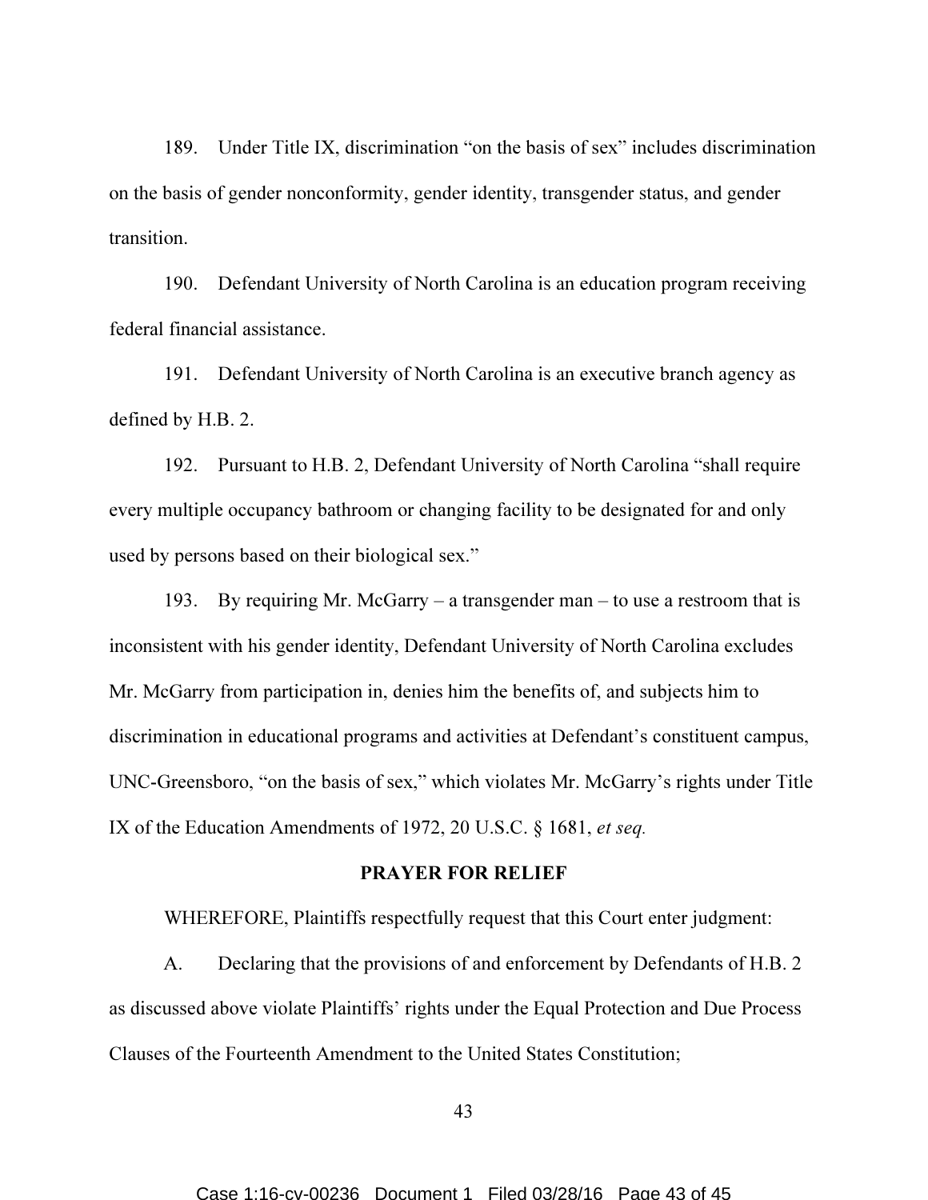189. Under Title IX, discrimination "on the basis of sex" includes discrimination on the basis of gender nonconformity, gender identity, transgender status, and gender transition.

190. Defendant University of North Carolina is an education program receiving federal financial assistance.

191. Defendant University of North Carolina is an executive branch agency as defined by H.B. 2.

192. Pursuant to H.B. 2, Defendant University of North Carolina "shall require every multiple occupancy bathroom or changing facility to be designated for and only used by persons based on their biological sex."

193. By requiring Mr. McGarry – a transgender man – to use a restroom that is inconsistent with his gender identity, Defendant University of North Carolina excludes Mr. McGarry from participation in, denies him the benefits of, and subjects him to discrimination in educational programs and activities at Defendant's constituent campus, UNC-Greensboro, "on the basis of sex," which violates Mr. McGarry's rights under Title IX of the Education Amendments of 1972, 20 U.S.C. § 1681, *et seq.*

**PRAYER FOR RELIEF**

WHEREFORE, Plaintiffs respectfully request that this Court enter judgment:

A. Declaring that the provisions of and enforcement by Defendants of H.B. 2 as discussed above violate Plaintiffs' rights under the Equal Protection and Due Process Clauses of the Fourteenth Amendment to the United States Constitution;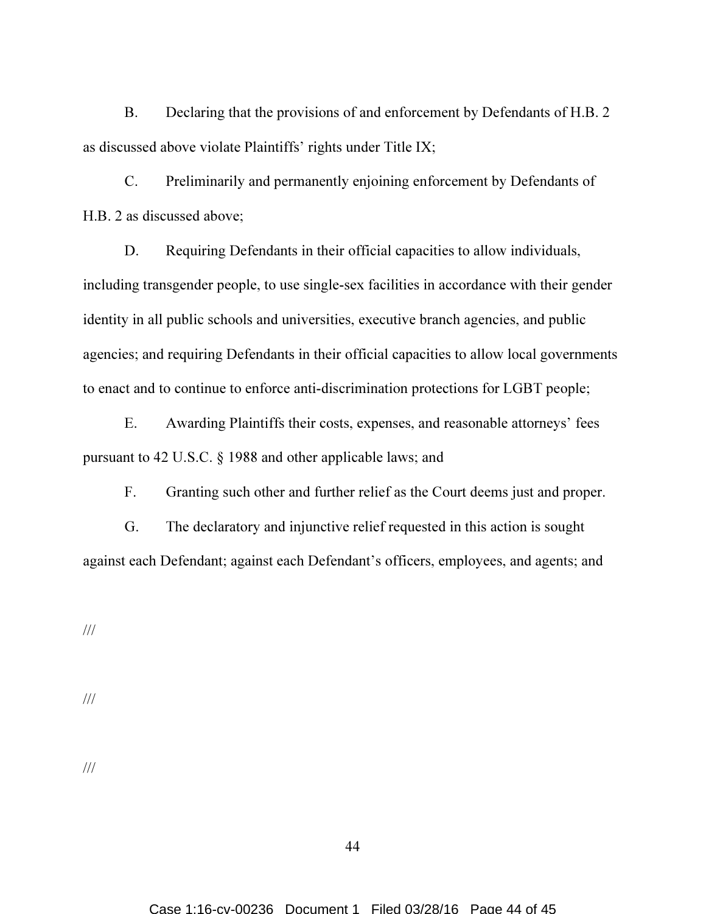B. Declaring that the provisions of and enforcement by Defendants of H.B. 2 as discussed above violate Plaintiffs' rights under Title IX;

C. Preliminarily and permanently enjoining enforcement by Defendants of H.B. 2 as discussed above;

D. Requiring Defendants in their official capacities to allow individuals, including transgender people, to use single-sex facilities in accordance with their gender identity in all public schools and universities, executive branch agencies, and public agencies; and requiring Defendants in their official capacities to allow local governments to enact and to continue to enforce anti-discrimination protections for LGBT people;

E. Awarding Plaintiffs their costs, expenses, and reasonable attorneys' fees pursuant to 42 U.S.C. § 1988 and other applicable laws; and

F. Granting such other and further relief as the Court deems just and proper.

G. The declaratory and injunctive relief requested in this action is sought against each Defendant; against each Defendant's officers, employees, and agents; and

///

///

///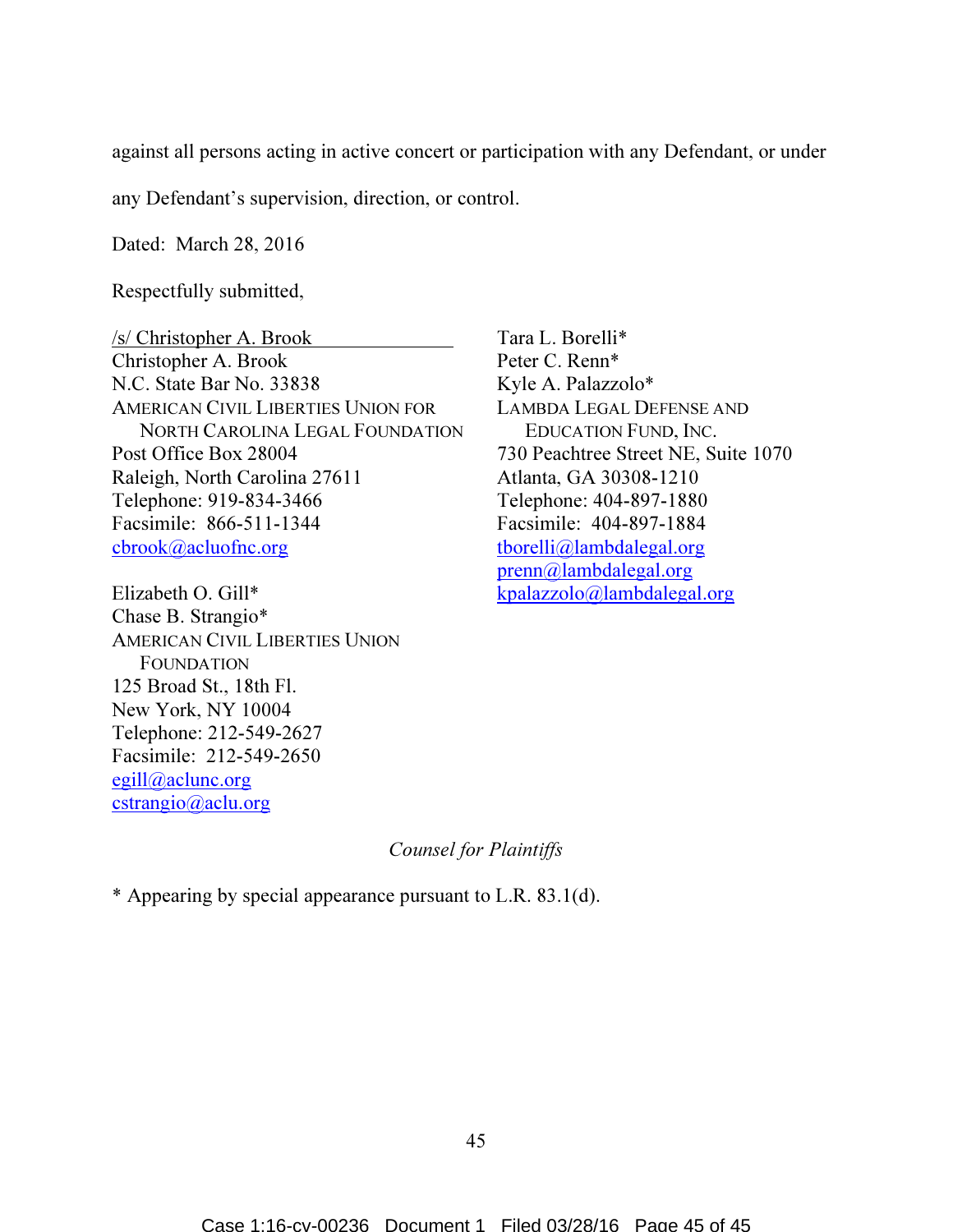against all persons acting in active concert or participation with any Defendant, or under any Defendant's supervision, direction, or control.

Dated: March 28, 2016

Respectfully submitted,

/s/ Christopher A. Brook
Christopher A. Brook
N.C. State Bar No. 33838
AMERICAN CIVIL LIBERTIES UNION FOR NORTH CAROLINA LEGAL FOUNDATION
Post Office Box 28004
Raleigh, North Carolina 27611
Telephone: 919-834-3466
Facsimile: 866-511-1344
cbrook@acluofnc.org

Elizabeth O. Gill*
Chase B. Strangio*
AMERICAN CIVIL LIBERTIES UNION FOUNDATION
125 Broad St., 18th Fl.
New York, NY 10004
Telephone: 212-549-2627
Facsimile: 212-549-2650
egill@aclunc.org
cstrangio@aclu.org

Tara L. Borelli*
Peter C. Renn*
Kyle A. Palazzolo*
LAMBDA LEGAL DEFENSE AND EDUCATION FUND, INC.
730 Peachtree Street NE, Suite 1070
Atlanta, GA 30308-1210
Telephone: 404-897-1880
Facsimile: 404-897-1884
tborelli@lambdalegal.org
prenn@lambdalegal.org
kpalazzolo@lambdalegal.org

*Counsel for Plaintiffs*

* Appearing by special appearance pursuant to L.R. 83.1(d).